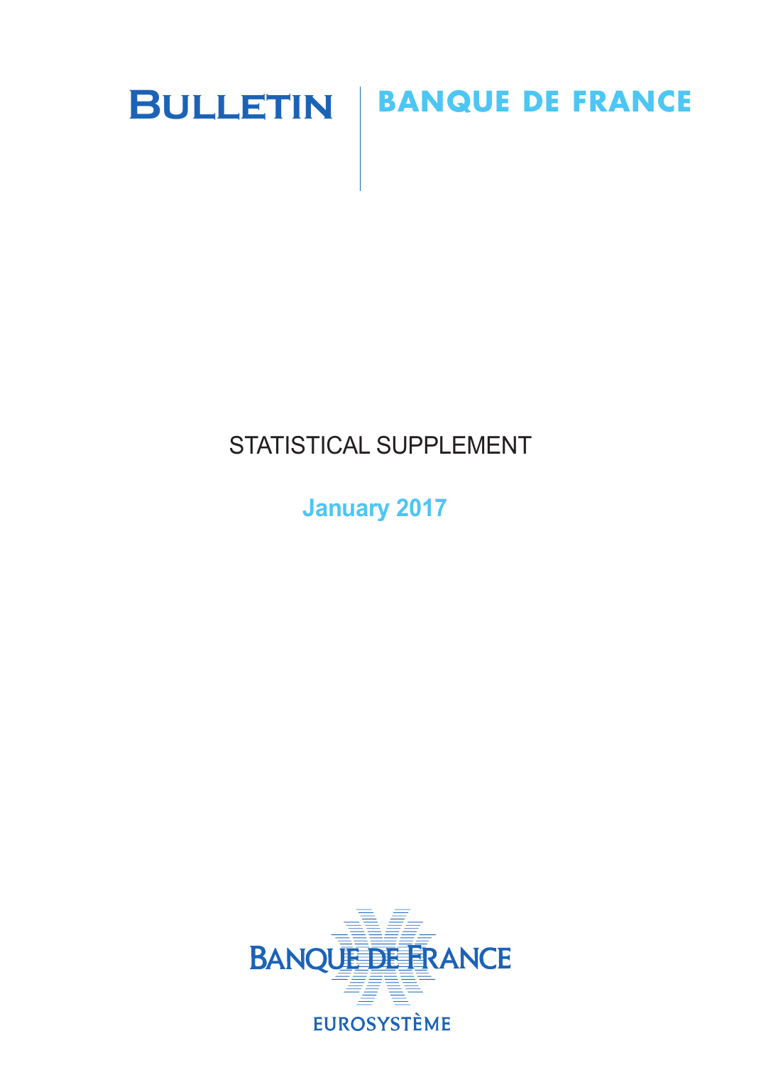# BULLETIN | BANQUE DE FRANCE

## STATISTICAL SUPPLEMENT

**January 2017**

BANQUE DE FRANCE

EUROSYSTÈME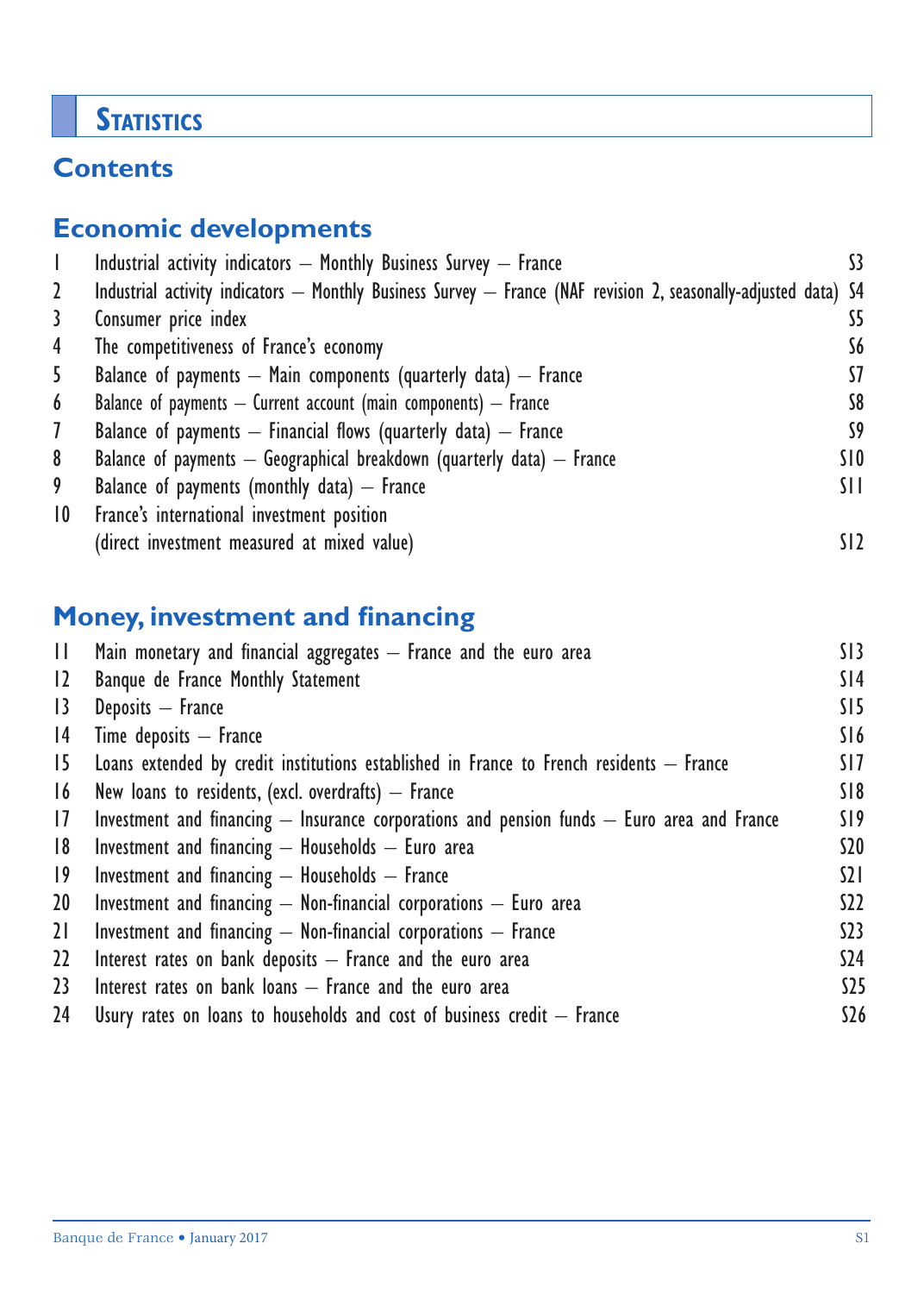# Statistics

## Contents

### Economic developments

| | | |
|---|---|---|
| 1 | Industrial activity indicators – Monthly Business Survey – France | S3 |
| 2 | Industrial activity indicators – Monthly Business Survey – France (NAF revision 2, seasonally-adjusted data) | S4 |
| 3 | Consumer price index | S5 |
| 4 | The competitiveness of France's economy | S6 |
| 5 | Balance of payments – Main components (quarterly data) – France | S7 |
| 6 | Balance of payments – Current account (main components) – France | S8 |
| 7 | Balance of payments – Financial flows (quarterly data) – France | S9 |
| 8 | Balance of payments – Geographical breakdown (quarterly data) – France | S10 |
| 9 | Balance of payments (monthly data) – France | S11 |
| 10 | France's international investment position (direct investment measured at mixed value) | S12 |

### Money, investment and financing

| | | |
|---|---|---|
| 11 | Main monetary and financial aggregates – France and the euro area | S13 |
| 12 | Banque de France Monthly Statement | S14 |
| 13 | Deposits – France | S15 |
| 14 | Time deposits – France | S16 |
| 15 | Loans extended by credit institutions established in France to French residents – France | S17 |
| 16 | New loans to residents, (excl. overdrafts) – France | S18 |
| 17 | Investment and financing – Insurance corporations and pension funds – Euro area and France | S19 |
| 18 | Investment and financing – Households – Euro area | S20 |
| 19 | Investment and financing – Households – France | S21 |
| 20 | Investment and financing – Non-financial corporations – Euro area | S22 |
| 21 | Investment and financing – Non-financial corporations – France | S23 |
| 22 | Interest rates on bank deposits – France and the euro area | S24 |
| 23 | Interest rates on bank loans – France and the euro area | S25 |
| 24 | Usury rates on loans to households and cost of business credit – France | S26 |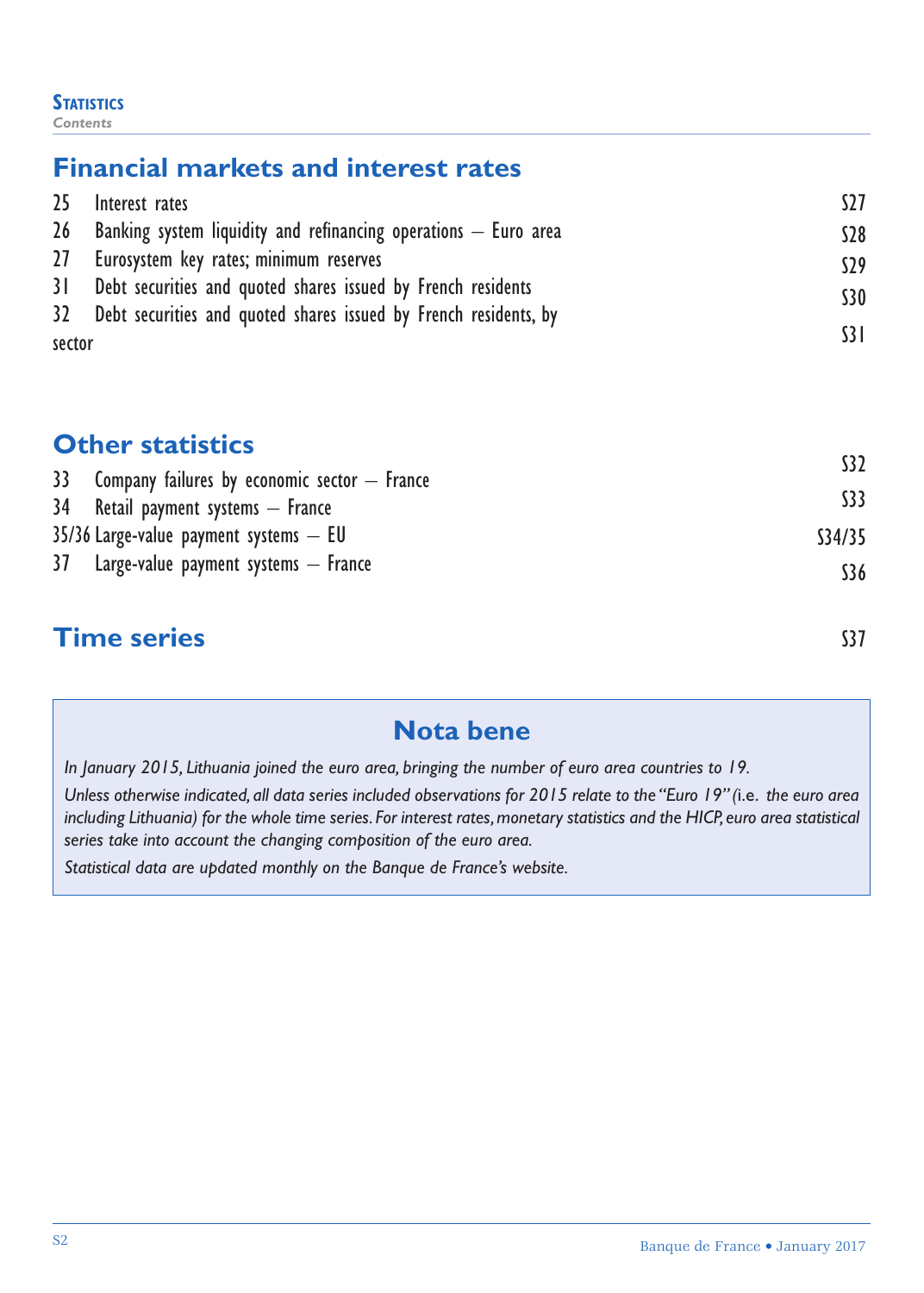## Financial markets and interest rates

| | | |
|---|---|---|
| 25 | Interest rates | S27 |
| 26 | Banking system liquidity and refinancing operations – Euro area | S28 |
| 27 | Eurosystem key rates; minimum reserves | S29 |
| 31 | Debt securities and quoted shares issued by French residents | S30 |
| 32 | Debt securities and quoted shares issued by French residents, by sector | S31 |

## Other statistics

| | | |
|---|---|---|
| 33 | Company failures by economic sector – France | S32 |
| 34 | Retail payment systems – France | S33 |
| 35/36 | Large-value payment systems – EU | S34/35 |
| 37 | Large-value payment systems – France | S36 |

## Time series S37

## Nota bene

*In January 2015, Lithuania joined the euro area, bringing the number of euro area countries to 19.*

*Unless otherwise indicated, all data series included observations for 2015 relate to the "Euro 19" (i.e. the euro area including Lithuania) for the whole time series. For interest rates, monetary statistics and the HICP, euro area statistical series take into account the changing composition of the euro area.*

*Statistical data are updated monthly on the Banque de France's website.*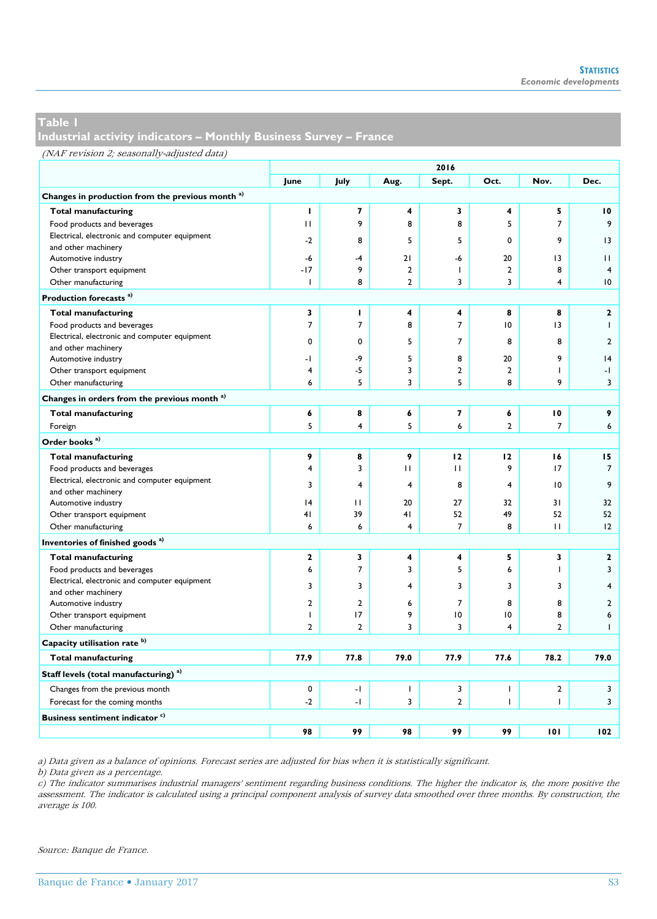## Table 1
## Industrial activity indicators – Monthly Business Survey – France

*(NAF revision 2; seasonally-adjusted data)*

| | 2016 | | | | | | |
|---|---|---|---|---|---|---|---|
| | **June** | **July** | **Aug.** | **Sept.** | **Oct.** | **Nov.** | **Dec.** |
| **Changes in production from the previous month** [a] | | | | | | | |
| **Total manufacturing** | **1** | **7** | **4** | **3** | **4** | **5** | **10** |
| Food products and beverages | 11 | 9 | 8 | 8 | 5 | 7 | 9 |
| Electrical, electronic and computer equipment and other machinery | -2 | 8 | 5 | 5 | 0 | 9 | 13 |
| Automotive industry | -6 | -4 | 21 | -6 | 20 | 13 | 11 |
| Other transport equipment | -17 | 9 | 2 | 1 | 2 | 8 | 4 |
| Other manufacturing | 1 | 8 | 2 | 3 | 3 | 4 | 10 |
| **Production forecasts** [a] | | | | | | | |
| **Total manufacturing** | **3** | **1** | **4** | **4** | **8** | **8** | **2** |
| Food products and beverages | 7 | 7 | 8 | 7 | 10 | 13 | 1 |
| Electrical, electronic and computer equipment and other machinery | 0 | 0 | 5 | 7 | 8 | 8 | 2 |
| Automotive industry | -1 | -9 | 5 | 8 | 20 | 9 | 14 |
| Other transport equipment | 4 | -5 | 3 | 2 | 2 | 1 | -1 |
| Other manufacturing | 6 | 5 | 3 | 5 | 8 | 9 | 3 |
| **Changes in orders from the previous month** [a] | | | | | | | |
| **Total manufacturing** | **6** | **8** | **6** | **7** | **6** | **10** | **9** |
| Foreign | 5 | 4 | 5 | 6 | 2 | 7 | 6 |
| **Order books** [a] | | | | | | | |
| **Total manufacturing** | **9** | **8** | **9** | **12** | **12** | **16** | **15** |
| Food products and beverages | 4 | 3 | 11 | 11 | 9 | 17 | 7 |
| Electrical, electronic and computer equipment and other machinery | 3 | 4 | 4 | 8 | 4 | 10 | 9 |
| Automotive industry | 14 | 11 | 20 | 27 | 32 | 31 | 32 |
| Other transport equipment | 41 | 39 | 41 | 52 | 49 | 52 | 52 |
| Other manufacturing | 6 | 6 | 4 | 7 | 8 | 11 | 12 |
| **Inventories of finished goods** [a] | | | | | | | |
| **Total manufacturing** | **2** | **3** | **4** | **4** | **5** | **3** | **2** |
| Food products and beverages | 6 | 7 | 3 | 5 | 6 | 1 | 3 |
| Electrical, electronic and computer equipment and other machinery | 3 | 3 | 4 | 3 | 3 | 3 | 4 |
| Automotive industry | 2 | 2 | 6 | 7 | 8 | 8 | 2 |
| Other transport equipment | 1 | 17 | 9 | 10 | 10 | 8 | 6 |
| Other manufacturing | 2 | 2 | 3 | 3 | 4 | 2 | 1 |
| **Capacity utilisation rate** [b] | | | | | | | |
| **Total manufacturing** | **77.9** | **77.8** | **79.0** | **77.9** | **77.6** | **78.2** | **79.0** |
| **Staff levels (total manufacturing)** [a] | | | | | | | |
| Changes from the previous month | 0 | -1 | 1 | 3 | 1 | 2 | 3 |
| Forecast for the coming months | -2 | -1 | 3 | 2 | 1 | 1 | 3 |
| **Business sentiment indicator** [c] | | | | | | | |
| | **98** | **99** | **98** | **99** | **99** | **101** | **102** |

*a) Data given as a balance of opinions. Forecast series are adjusted for bias when it is statistically significant.*
*b) Data given as a percentage.*
*c) The indicator summarises industrial managers' sentiment regarding business conditions. The higher the indicator is, the more positive the assessment. The indicator is calculated using a principal component analysis of survey data smoothed over three months. By construction, the average is 100.*

*Source: Banque de France.*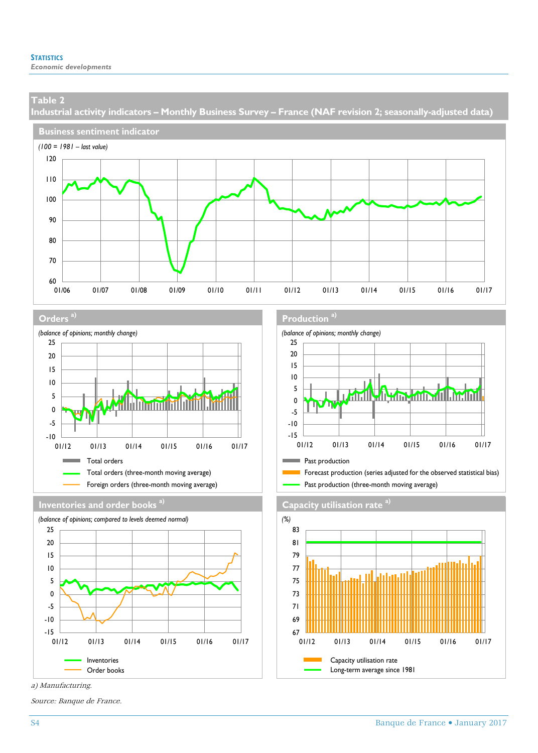## Table 2
## Industrial activity indicators – Monthly Business Survey – France (NAF revision 2; seasonally-adjusted data)

### Business sentiment indicator

*(100 = 1981 – last value)*

### Orders [a)]

*(balance of opinions; monthly change)*

- Total orders
- Total orders (three-month moving average)
- Foreign orders (three-month moving average)

### Production [a)]

*(balance of opinions; monthly change)*

- Past production
- Forecast production (series adjusted for the observed statistical bias)
- Past production (three-month moving average)

### Inventories and order books [a)]

*(balance of opinions; compared to levels deemed normal)*

- Inventories
- Order books

### Capacity utilisation rate [a)]

*(%)*

- Capacity utilisation rate
- Long-term average since 1981

*a) Manufacturing.*

*Source: Banque de France.*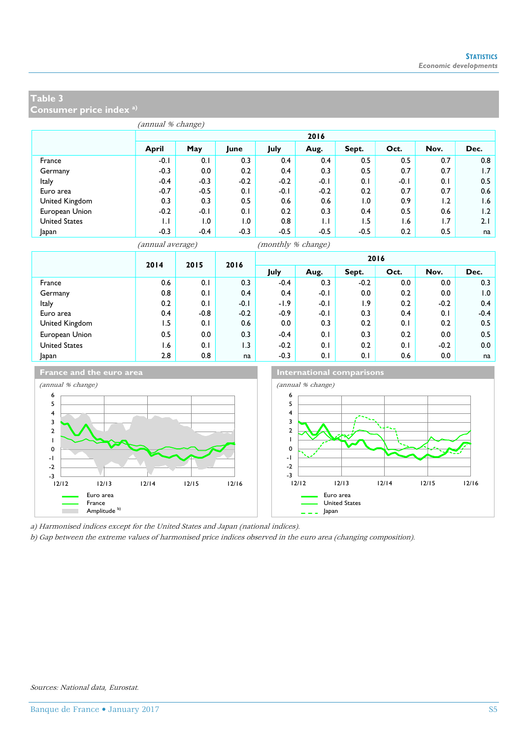## Table 3
## Consumer price index [a]

*(annual % change)*

| | 2016 | | | | | | | | |
|---|---|---|---|---|---|---|---|---|---|
| | **April** | **May** | **June** | **July** | **Aug.** | **Sept.** | **Oct.** | **Nov.** | **Dec.** |
| France | -0.1 | 0.1 | 0.3 | 0.4 | 0.4 | 0.5 | 0.5 | 0.7 | 0.8 |
| Germany | -0.3 | 0.0 | 0.2 | 0.4 | 0.3 | 0.5 | 0.7 | 0.7 | 1.7 |
| Italy | -0.4 | -0.3 | -0.2 | -0.2 | -0.1 | 0.1 | -0.1 | 0.1 | 0.5 |
| Euro area | -0.7 | -0.5 | 0.1 | -0.1 | -0.2 | 0.2 | 0.7 | 0.7 | 0.6 |
| United Kingdom | 0.3 | 0.3 | 0.5 | 0.6 | 0.6 | 1.0 | 0.9 | 1.2 | 1.6 |
| European Union | -0.2 | -0.1 | 0.1 | 0.2 | 0.3 | 0.4 | 0.5 | 0.6 | 1.2 |
| United States | 1.1 | 1.0 | 1.0 | 0.8 | 1.1 | 1.5 | 1.6 | 1.7 | 2.1 |
| Japan | -0.3 | -0.4 | -0.3 | -0.5 | -0.5 | -0.5 | 0.2 | 0.5 | na |

| | *(annual average)* | | | *(monthly % change)* 2016 | | | | | |
|---|---|---|---|---|---|---|---|---|---|
| | **2014** | **2015** | **2016** | **July** | **Aug.** | **Sept.** | **Oct.** | **Nov.** | **Dec.** |
| France | 0.6 | 0.1 | 0.3 | -0.4 | 0.3 | -0.2 | 0.0 | 0.0 | 0.3 |
| Germany | 0.8 | 0.1 | 0.4 | 0.4 | -0.1 | 0.0 | 0.2 | 0.0 | 1.0 |
| Italy | 0.2 | 0.1 | -0.1 | -1.9 | -0.1 | 1.9 | 0.2 | -0.2 | 0.4 |
| Euro area | 0.4 | -0.8 | -0.2 | -0.9 | -0.1 | 0.3 | 0.4 | 0.1 | -0.4 |
| United Kingdom | 1.5 | 0.1 | 0.6 | 0.0 | 0.3 | 0.2 | 0.1 | 0.2 | 0.5 |
| European Union | 0.5 | 0.0 | 0.3 | -0.4 | 0.1 | 0.3 | 0.2 | 0.0 | 0.5 |
| United States | 1.6 | 0.1 | 1.3 | -0.2 | 0.1 | 0.2 | 0.1 | -0.2 | 0.0 |
| Japan | 2.8 | 0.8 | na | -0.3 | 0.1 | 0.1 | 0.6 | 0.0 | na |

**France and the euro area**

*(annual % change)*

Legend: Euro area; France; Amplitude [b]

**International comparisons**

*(annual % change)*

Legend: Euro area; United States; Japan

*a) Harmonised indices except for the United States and Japan (national indices).*

*b) Gap between the extreme values of harmonised price indices observed in the euro area (changing composition).*

*Sources: National data, Eurostat.*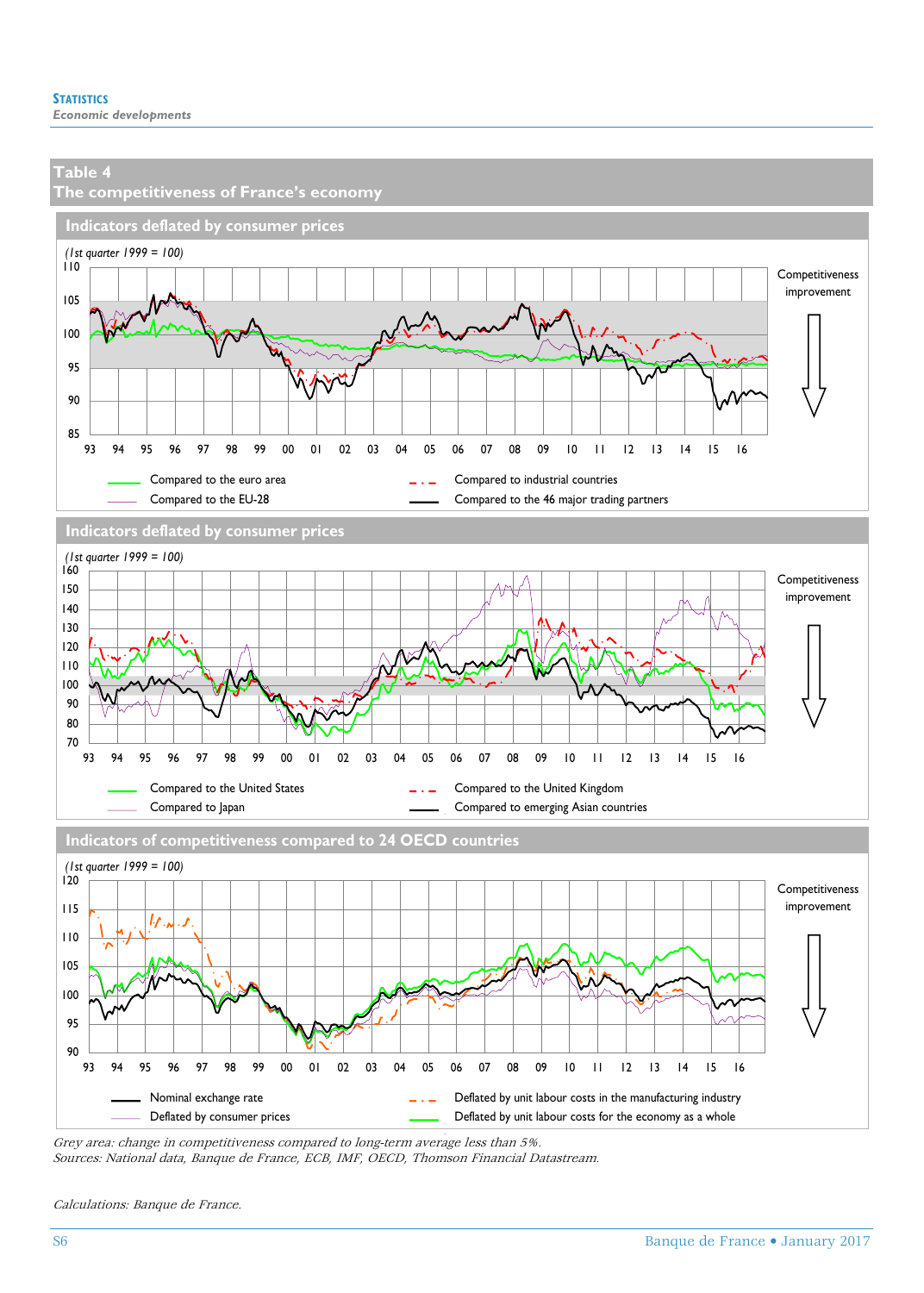## Table 4
## The competitiveness of France's economy

### Indicators deflated by consumer prices

(1st quarter 1999 = 100)

Competitiveness improvement

Compared to the euro area

Compared to the EU-28

Compared to industrial countries

Compared to the 46 major trading partners

### Indicators deflated by consumer prices

(1st quarter 1999 = 100)

Competitiveness improvement

Compared to the United States

Compared to Japan

Compared to the United Kingdom

Compared to emerging Asian countries

### Indicators of competitiveness compared to 24 OECD countries

(1st quarter 1999 = 100)

Competitiveness improvement

Nominal exchange rate

Deflated by consumer prices

Deflated by unit labour costs in the manufacturing industry

Deflated by unit labour costs for the economy as a whole

*Grey area: change in competitiveness compared to long-term average less than 5%.*
*Sources: National data, Banque de France, ECB, IMF, OECD, Thomson Financial Datastream.*

*Calculations: Banque de France.*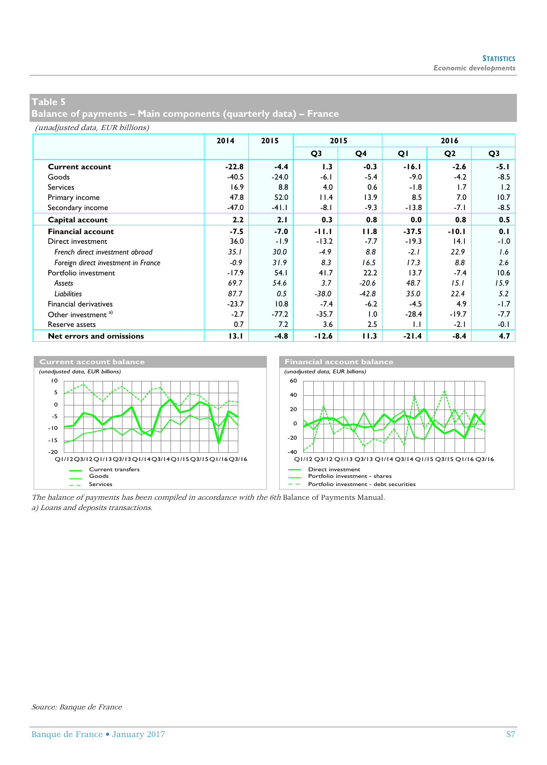## Table 5
## Balance of payments – Main components (quarterly data) – France

*(unadjusted data, EUR billions)*

| | 2014 | 2015 | 2015 | | 2016 | | |
|---|---|---|---|---|---|---|---|
| | | | Q3 | Q4 | Q1 | Q2 | Q3 |
| **Current account** | **-22.8** | **-4.4** | **1.3** | **-0.3** | **-16.1** | **-2.6** | **-5.1** |
| Goods | -40.5 | -24.0 | -6.1 | -5.4 | -9.0 | -4.2 | -8.5 |
| Services | 16.9 | 8.8 | 4.0 | 0.6 | -1.8 | 1.7 | 1.2 |
| Primary income | 47.8 | 52.0 | 11.4 | 13.9 | 8.5 | 7.0 | 10.7 |
| Secondary income | -47.0 | -41.1 | -8.1 | -9.3 | -13.8 | -7.1 | -8.5 |
| **Capital account** | **2.2** | **2.1** | **0.3** | **0.8** | **0.0** | **0.8** | **0.5** |
| **Financial account** | **-7.5** | **-7.0** | **-11.1** | **11.8** | **-37.5** | **-10.1** | **0.1** |
| Direct investment | 36.0 | -1.9 | -13.2 | -7.7 | -19.3 | 14.1 | -1.0 |
| *French direct investment abroad* | *35.1* | *30.0* | *-4.9* | *8.8* | *-2.1* | *22.9* | *1.6* |
| *Foreign direct investment in France* | *-0.9* | *31.9* | *8.3* | *16.5* | *17.3* | *8.8* | *2.6* |
| Portfolio investment | -17.9 | 54.1 | 41.7 | 22.2 | 13.7 | -7.4 | 10.6 |
| *Assets* | *69.7* | *54.6* | *3.7* | *-20.6* | *48.7* | *15.1* | *15.9* |
| *Liabilities* | *87.7* | *0.5* | *-38.0* | *-42.8* | *35.0* | *22.4* | *5.2* |
| Financial derivatives | -23.7 | 10.8 | -7.4 | -6.2 | -4.5 | 4.9 | -1.7 |
| Other investment [a] | -2.7 | -77.2 | -35.7 | 1.0 | -28.4 | -19.7 | -7.7 |
| Reserve assets | 0.7 | 7.2 | 3.6 | 2.5 | 1.1 | -2.1 | -0.1 |
| **Net errors and omissions** | **13.1** | **-4.8** | **-12.6** | **11.3** | **-21.4** | **-8.4** | **4.7** |

**Current account balance**

*(unadjusted data, EUR billions)*

Legend: Current transfers; Goods; Services

**Financial account balance**

*(unadjusted data, EUR billions)*

Legend: Direct investment; Portfolio investment - shares; Portfolio investment - debt securities

*The balance of payments has been compiled in accordance with the 6th* Balance of Payments Manual.

*a) Loans and deposits transactions.*

*Source: Banque de France*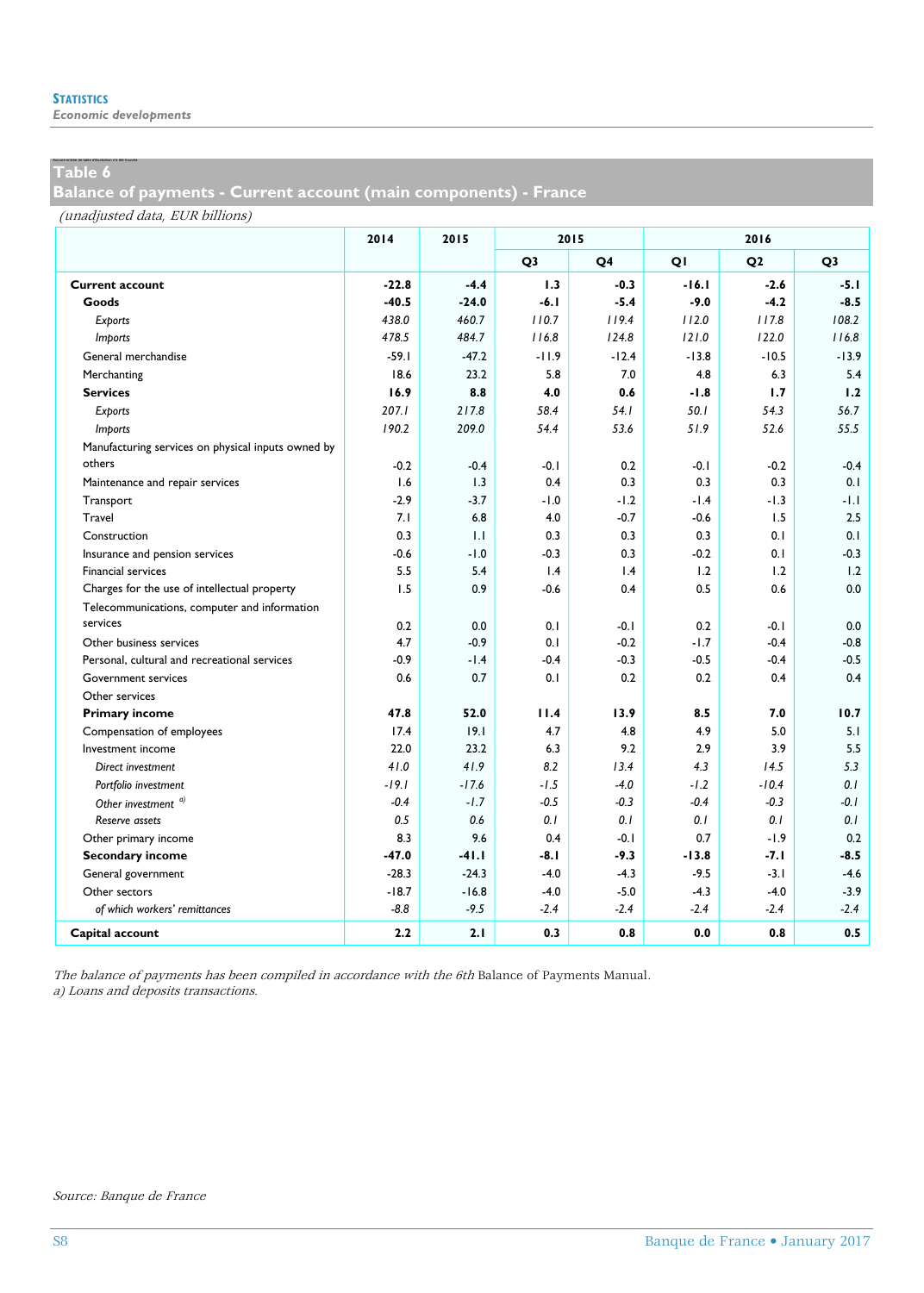## Table 6
## Balance of payments - Current account (main components) - France

*(unadjusted data, EUR billions)*

| | 2014 | 2015 | 2015 | | 2016 | | |
|---|---|---|---|---|---|---|---|
| | | | Q3 | Q4 | Q1 | Q2 | Q3 |
| **Current account** | **-22.8** | **-4.4** | **1.3** | **-0.3** | **-16.1** | **-2.6** | **-5.1** |
| **Goods** | **-40.5** | **-24.0** | **-6.1** | **-5.4** | **-9.0** | **-4.2** | **-8.5** |
| *Exports* | *438.0* | *460.7* | *110.7* | *119.4* | *112.0* | *117.8* | *108.2* |
| *Imports* | *478.5* | *484.7* | *116.8* | *124.8* | *121.0* | *122.0* | *116.8* |
| General merchandise | -59.1 | -47.2 | -11.9 | -12.4 | -13.8 | -10.5 | -13.9 |
| Merchanting | 18.6 | 23.2 | 5.8 | 7.0 | 4.8 | 6.3 | 5.4 |
| **Services** | **16.9** | **8.8** | **4.0** | **0.6** | **-1.8** | **1.7** | **1.2** |
| *Exports* | *207.1* | *217.8* | *58.4* | *54.1* | *50.1* | *54.3* | *56.7* |
| *Imports* | *190.2* | *209.0* | *54.4* | *53.6* | *51.9* | *52.6* | *55.5* |
| Manufacturing services on physical inputs owned by others | -0.2 | -0.4 | -0.1 | 0.2 | -0.1 | -0.2 | -0.4 |
| Maintenance and repair services | 1.6 | 1.3 | 0.4 | 0.3 | 0.3 | 0.3 | 0.1 |
| Transport | -2.9 | -3.7 | -1.0 | -1.2 | -1.4 | -1.3 | -1.1 |
| Travel | 7.1 | 6.8 | 4.0 | -0.7 | -0.6 | 1.5 | 2.5 |
| Construction | 0.3 | 1.1 | 0.3 | 0.3 | 0.3 | 0.1 | 0.1 |
| Insurance and pension services | -0.6 | -1.0 | -0.3 | 0.3 | -0.2 | 0.1 | -0.3 |
| Financial services | 5.5 | 5.4 | 1.4 | 1.4 | 1.2 | 1.2 | 1.2 |
| Charges for the use of intellectual property | 1.5 | 0.9 | -0.6 | 0.4 | 0.5 | 0.6 | 0.0 |
| Telecommunications, computer and information services | 0.2 | 0.0 | 0.1 | -0.1 | 0.2 | -0.1 | 0.0 |
| Other business services | 4.7 | -0.9 | 0.1 | -0.2 | -1.7 | -0.4 | -0.8 |
| Personal, cultural and recreational services | -0.9 | -1.4 | -0.4 | -0.3 | -0.5 | -0.4 | -0.5 |
| Government services | 0.6 | 0.7 | 0.1 | 0.2 | 0.2 | 0.4 | 0.4 |
| Other services | | | | | | | |
| **Primary income** | **47.8** | **52.0** | **11.4** | **13.9** | **8.5** | **7.0** | **10.7** |
| Compensation of employees | 17.4 | 19.1 | 4.7 | 4.8 | 4.9 | 5.0 | 5.1 |
| Investment income | 22.0 | 23.2 | 6.3 | 9.2 | 2.9 | 3.9 | 5.5 |
| *Direct investment* | *41.0* | *41.9* | *8.2* | *13.4* | *4.3* | *14.5* | *5.3* |
| *Portfolio investment* | *-19.1* | *-17.6* | *-1.5* | *-4.0* | *-1.2* | *-10.4* | *0.1* |
| *Other investment* [a] | *-0.4* | *-1.7* | *-0.5* | *-0.3* | *-0.4* | *-0.3* | *-0.1* |
| *Reserve assets* | *0.5* | *0.6* | *0.1* | *0.1* | *0.1* | *0.1* | *0.1* |
| Other primary income | 8.3 | 9.6 | 0.4 | -0.1 | 0.7 | -1.9 | 0.2 |
| **Secondary income** | **-47.0** | **-41.1** | **-8.1** | **-9.3** | **-13.8** | **-7.1** | **-8.5** |
| General government | -28.3 | -24.3 | -4.0 | -4.3 | -9.5 | -3.1 | -4.6 |
| Other sectors | -18.7 | -16.8 | -4.0 | -5.0 | -4.3 | -4.0 | -3.9 |
| *of which workers' remittances* | *-8.8* | *-9.5* | *-2.4* | *-2.4* | *-2.4* | *-2.4* | *-2.4* |
| **Capital account** | **2.2** | **2.1** | **0.3** | **0.8** | **0.0** | **0.8** | **0.5** |

*The balance of payments has been compiled in accordance with the 6th* Balance of Payments Manual.
*a) Loans and deposits transactions.*

*Source: Banque de France*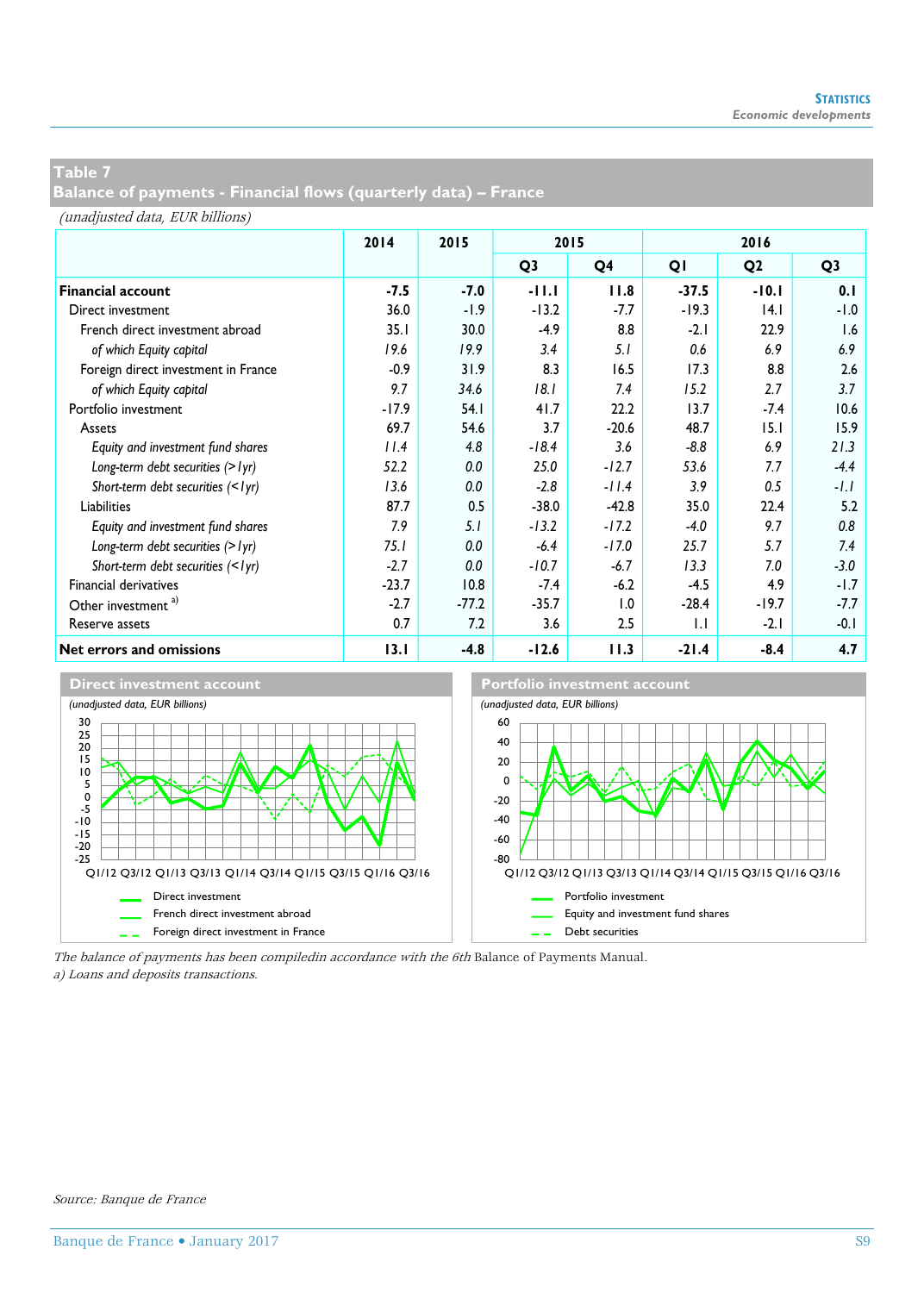## Table 7
## Balance of payments - Financial flows (quarterly data) – France

*(unadjusted data, EUR billions)*

| | 2014 | 2015 | 2015 | | 2016 | | |
|---|---|---|---|---|---|---|---|
| | | | Q3 | Q4 | Q1 | Q2 | Q3 |
| **Financial account** | **-7.5** | **-7.0** | **-11.1** | **11.8** | **-37.5** | **-10.1** | **0.1** |
| Direct investment | 36.0 | -1.9 | -13.2 | -7.7 | -19.3 | 14.1 | -1.0 |
| French direct investment abroad | 35.1 | 30.0 | -4.9 | 8.8 | -2.1 | 22.9 | 1.6 |
| *of which Equity capital* | *19.6* | *19.9* | *3.4* | *5.1* | *0.6* | *6.9* | *6.9* |
| Foreign direct investment in France | -0.9 | 31.9 | 8.3 | 16.5 | 17.3 | 8.8 | 2.6 |
| *of which Equity capital* | *9.7* | *34.6* | *18.1* | *7.4* | *15.2* | *2.7* | *3.7* |
| Portfolio investment | -17.9 | 54.1 | 41.7 | 22.2 | 13.7 | -7.4 | 10.6 |
| Assets | 69.7 | 54.6 | 3.7 | -20.6 | 48.7 | 15.1 | 15.9 |
| *Equity and investment fund shares* | *11.4* | *4.8* | *-18.4* | *3.6* | *-8.8* | *6.9* | *21.3* |
| *Long-term debt securities (>1yr)* | *52.2* | *0.0* | *25.0* | *-12.7* | *53.6* | *7.7* | *-4.4* |
| *Short-term debt securities (<1yr)* | *13.6* | *0.0* | *-2.8* | *-11.4* | *3.9* | *0.5* | *-1.1* |
| Liabilities | 87.7 | 0.5 | -38.0 | -42.8 | 35.0 | 22.4 | 5.2 |
| *Equity and investment fund shares* | *7.9* | *5.1* | *-13.2* | *-17.2* | *-4.0* | *9.7* | *0.8* |
| *Long-term debt securities (>1yr)* | *75.1* | *0.0* | *-6.4* | *-17.0* | *25.7* | *5.7* | *7.4* |
| *Short-term debt securities (<1yr)* | *-2.7* | *0.0* | *-10.7* | *-6.7* | *13.3* | *7.0* | *-3.0* |
| Financial derivatives | -23.7 | 10.8 | -7.4 | -6.2 | -4.5 | 4.9 | -1.7 |
| Other investment [a)] | -2.7 | -77.2 | -35.7 | 1.0 | -28.4 | -19.7 | -7.7 |
| Reserve assets | 0.7 | 7.2 | 3.6 | 2.5 | 1.1 | -2.1 | -0.1 |
| **Net errors and omissions** | **13.1** | **-4.8** | **-12.6** | **11.3** | **-21.4** | **-8.4** | **4.7** |

**Direct investment account**

*(unadjusted data, EUR billions)*

Legend: Direct investment; French direct investment abroad; Foreign direct investment in France

**Portfolio investment account**

*(unadjusted data, EUR billions)*

Legend: Portfolio investment; Equity and investment fund shares; Debt securities

*The balance of payments has been compiledin accordance with the 6th* Balance of Payments Manual.

*a) Loans and deposits transactions.*

*Source: Banque de France*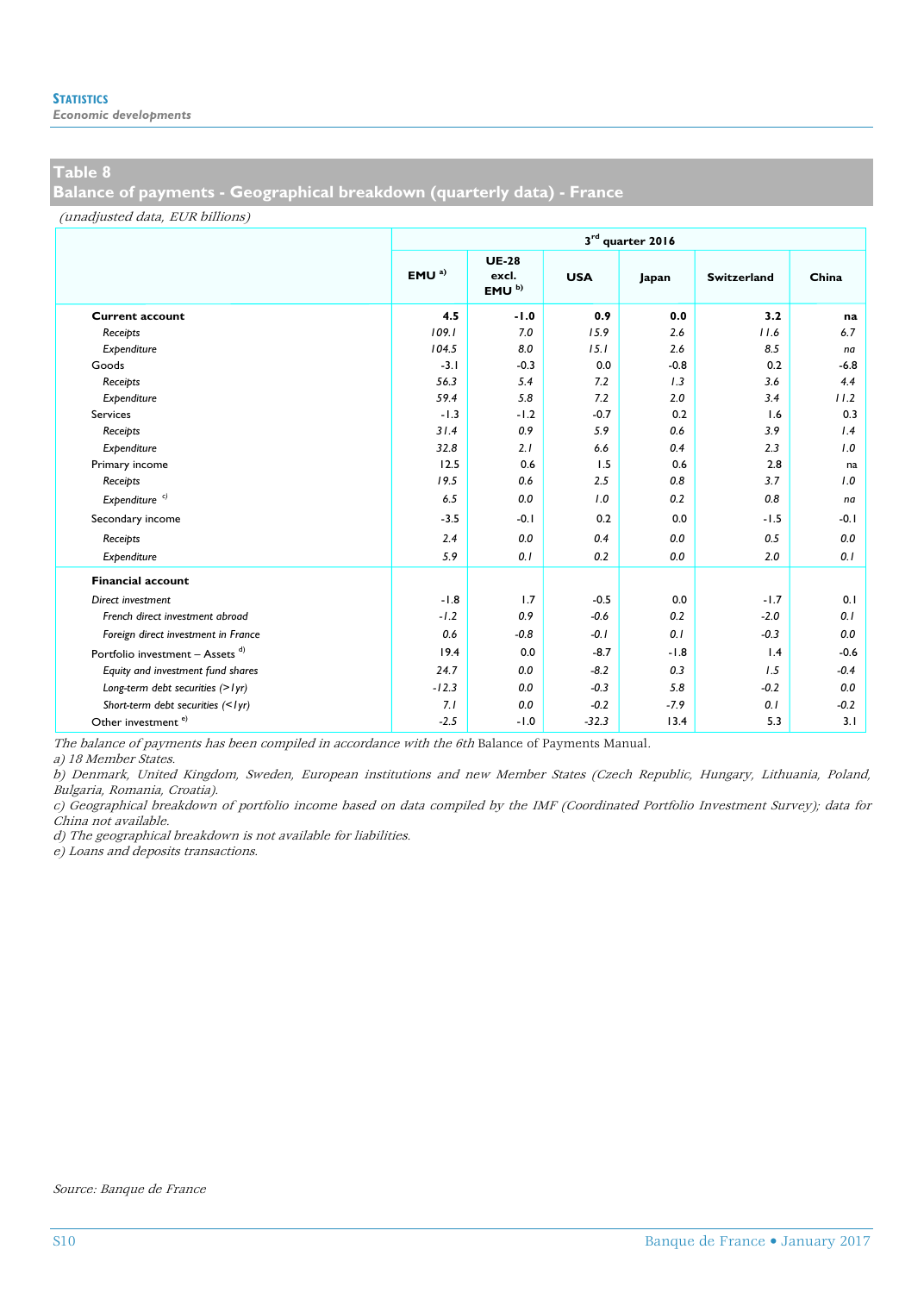## Table 8
## Balance of payments - Geographical breakdown (quarterly data) - France

*(unadjusted data, EUR billions)*

| | 3rd quarter 2016 | | | | | |
|---|---|---|---|---|---|---|
| | EMU [a] | UE-28 excl. EMU [b] | USA | Japan | Switzerland | China |
| **Current account** | **4.5** | **-1.0** | **0.9** | **0.0** | **3.2** | **na** |
| *Receipts* | *109.1* | *7.0* | *15.9* | *2.6* | *11.6* | *6.7* |
| *Expenditure* | *104.5* | *8.0* | *15.1* | *2.6* | *8.5* | *na* |
| Goods | -3.1 | -0.3 | 0.0 | -0.8 | 0.2 | -6.8 |
| *Receipts* | *56.3* | *5.4* | *7.2* | *1.3* | *3.6* | *4.4* |
| *Expenditure* | *59.4* | *5.8* | *7.2* | *2.0* | *3.4* | *11.2* |
| Services | -1.3 | -1.2 | -0.7 | 0.2 | 1.6 | 0.3 |
| *Receipts* | *31.4* | *0.9* | *5.9* | *0.6* | *3.9* | *1.4* |
| *Expenditure* | *32.8* | *2.1* | *6.6* | *0.4* | *2.3* | *1.0* |
| Primary income | 12.5 | 0.6 | 1.5 | 0.6 | 2.8 | na |
| *Receipts* | *19.5* | *0.6* | *2.5* | *0.8* | *3.7* | *1.0* |
| *Expenditure* [c] | *6.5* | *0.0* | *1.0* | *0.2* | *0.8* | *na* |
| Secondary income | -3.5 | -0.1 | 0.2 | 0.0 | -1.5 | -0.1 |
| *Receipts* | *2.4* | *0.0* | *0.4* | *0.0* | *0.5* | *0.0* |
| *Expenditure* | *5.9* | *0.1* | *0.2* | *0.0* | *2.0* | *0.1* |
| **Financial account** | | | | | | |
| *Direct investment* | -1.8 | 1.7 | -0.5 | 0.0 | -1.7 | 0.1 |
| *French direct investment abroad* | *-1.2* | *0.9* | *-0.6* | *0.2* | *-2.0* | *0.1* |
| *Foreign direct investment in France* | *0.6* | *-0.8* | *-0.1* | *0.1* | *-0.3* | *0.0* |
| Portfolio investment – Assets [d] | 19.4 | 0.0 | -8.7 | -1.8 | 1.4 | -0.6 |
| *Equity and investment fund shares* | *24.7* | *0.0* | *-8.2* | *0.3* | *1.5* | *-0.4* |
| *Long-term debt securities (>1yr)* | *-12.3* | *0.0* | *-0.3* | *5.8* | *-0.2* | *0.0* |
| *Short-term debt securities (<1yr)* | *7.1* | *0.0* | *-0.2* | *-7.9* | *0.1* | *-0.2* |
| Other investment [e] | -2.5 | -1.0 | -32.3 | 13.4 | 5.3 | 3.1 |

*The balance of payments has been compiled in accordance with the 6th* Balance of Payments Manual.

*a) 18 Member States.*

*b) Denmark, United Kingdom, Sweden, European institutions and new Member States (Czech Republic, Hungary, Lithuania, Poland, Bulgaria, Romania, Croatia).*

*c) Geographical breakdown of portfolio income based on data compiled by the IMF (Coordinated Portfolio Investment Survey); data for China not available.*

*d) The geographical breakdown is not available for liabilities.*

*e) Loans and deposits transactions.*

*Source: Banque de France*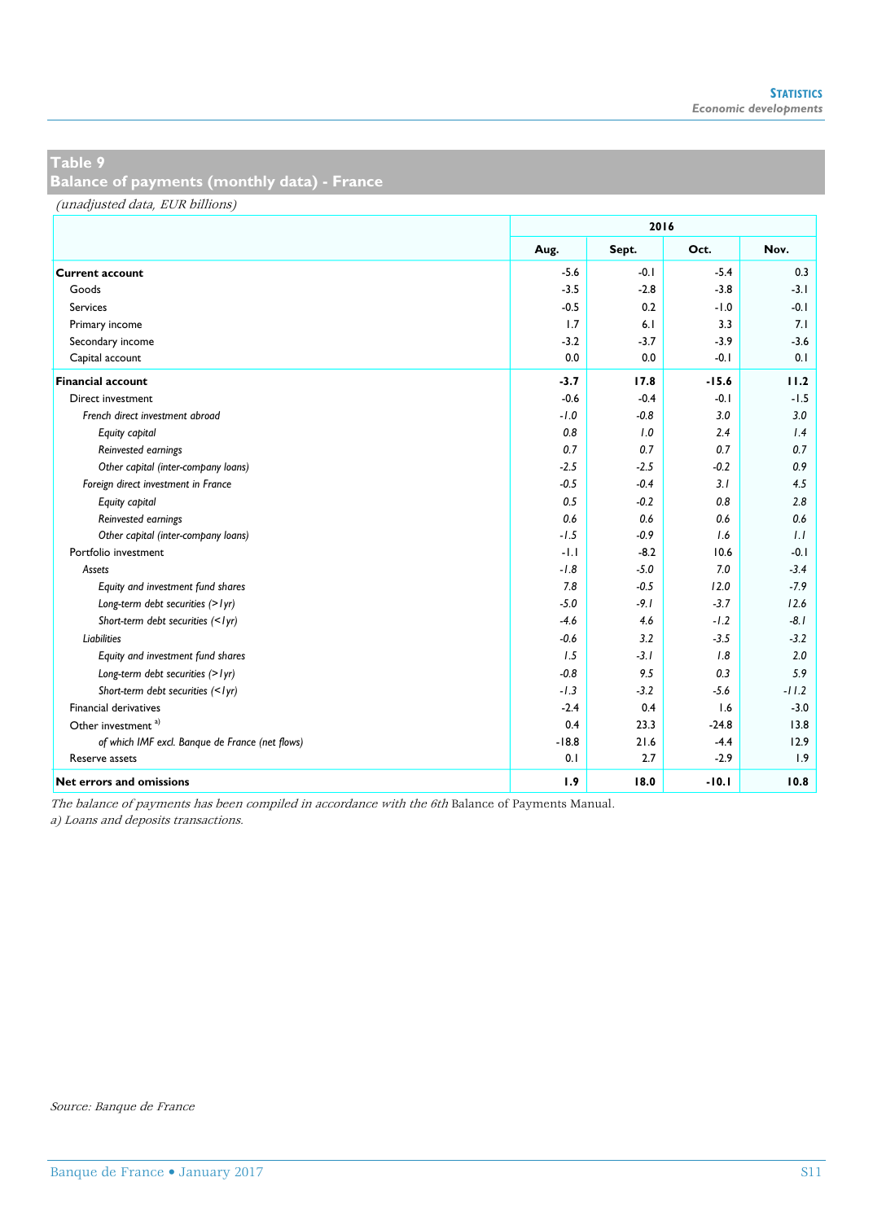## Table 9
## Balance of payments (monthly data) - France

*(unadjusted data, EUR billions)*

| | 2016 | | | |
|---|---|---|---|---|
| | Aug. | Sept. | Oct. | Nov. |
| **Current account** | -5.6 | -0.1 | -5.4 | 0.3 |
| Goods | -3.5 | -2.8 | -3.8 | -3.1 |
| Services | -0.5 | 0.2 | -1.0 | -0.1 |
| Primary income | 1.7 | 6.1 | 3.3 | 7.1 |
| Secondary income | -3.2 | -3.7 | -3.9 | -3.6 |
| Capital account | 0.0 | 0.0 | -0.1 | 0.1 |
| **Financial account** | **-3.7** | **17.8** | **-15.6** | **11.2** |
| Direct investment | -0.6 | -0.4 | -0.1 | -1.5 |
| *French direct investment abroad* | *-1.0* | *-0.8* | *3.0* | *3.0* |
| *Equity capital* | *0.8* | *1.0* | *2.4* | *1.4* |
| *Reinvested earnings* | *0.7* | *0.7* | *0.7* | *0.7* |
| *Other capital (inter-company loans)* | *-2.5* | *-2.5* | *-0.2* | *0.9* |
| *Foreign direct investment in France* | *-0.5* | *-0.4* | *3.1* | *4.5* |
| *Equity capital* | *0.5* | *-0.2* | *0.8* | *2.8* |
| *Reinvested earnings* | *0.6* | *0.6* | *0.6* | *0.6* |
| *Other capital (inter-company loans)* | *-1.5* | *-0.9* | *1.6* | *1.1* |
| Portfolio investment | -1.1 | -8.2 | 10.6 | -0.1 |
| *Assets* | *-1.8* | *-5.0* | *7.0* | *-3.4* |
| *Equity and investment fund shares* | *7.8* | *-0.5* | *12.0* | *-7.9* |
| *Long-term debt securities (>1yr)* | *-5.0* | *-9.1* | *-3.7* | *12.6* |
| *Short-term debt securities (<1yr)* | *-4.6* | *4.6* | *-1.2* | *-8.1* |
| *Liabilities* | *-0.6* | *3.2* | *-3.5* | *-3.2* |
| *Equity and investment fund shares* | *1.5* | *-3.1* | *1.8* | *2.0* |
| *Long-term debt securities (>1yr)* | *-0.8* | *9.5* | *0.3* | *5.9* |
| *Short-term debt securities (<1yr)* | *-1.3* | *-3.2* | *-5.6* | *-11.2* |
| Financial derivatives | -2.4 | 0.4 | 1.6 | -3.0 |
| Other investment [a] | 0.4 | 23.3 | -24.8 | 13.8 |
| *of which IMF excl. Banque de France (net flows)* | -18.8 | 21.6 | -4.4 | 12.9 |
| Reserve assets | 0.1 | 2.7 | -2.9 | 1.9 |
| **Net errors and omissions** | **1.9** | **18.0** | **-10.1** | **10.8** |

*The balance of payments has been compiled in accordance with the 6th* Balance of Payments Manual.
*a) Loans and deposits transactions.*

*Source: Banque de France*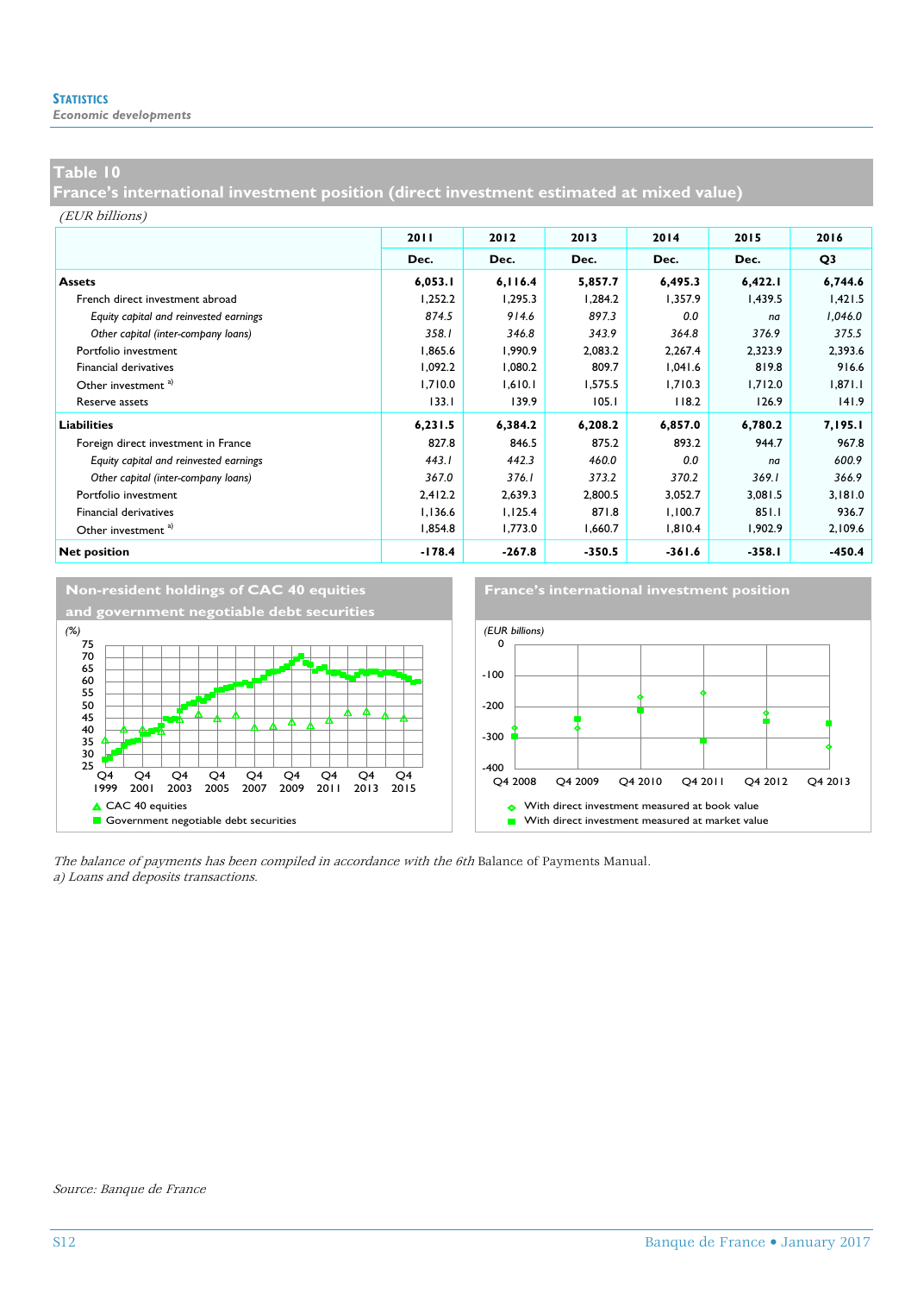## Table 10

## France's international investment position (direct investment estimated at mixed value)

*(EUR billions)*

| | 2011 Dec. | 2012 Dec. | 2013 Dec. | 2014 Dec. | 2015 Dec. | 2016 Q3 |
|---|---|---|---|---|---|---|
| **Assets** | **6,053.1** | **6,116.4** | **5,857.7** | **6,495.3** | **6,422.1** | **6,744.6** |
| French direct investment abroad | 1,252.2 | 1,295.3 | 1,284.2 | 1,357.9 | 1,439.5 | 1,421.5 |
| *Equity capital and reinvested earnings* | *874.5* | *914.6* | *897.3* | *0.0* | *na* | *1,046.0* |
| *Other capital (inter-company loans)* | *358.1* | *346.8* | *343.9* | *364.8* | *376.9* | *375.5* |
| Portfolio investment | 1,865.6 | 1,990.9 | 2,083.2 | 2,267.4 | 2,323.9 | 2,393.6 |
| Financial derivatives | 1,092.2 | 1,080.2 | 809.7 | 1,041.6 | 819.8 | 916.6 |
| Other investment [a)] | 1,710.0 | 1,610.1 | 1,575.5 | 1,710.3 | 1,712.0 | 1,871.1 |
| Reserve assets | 133.1 | 139.9 | 105.1 | 118.2 | 126.9 | 141.9 |
| **Liabilities** | **6,231.5** | **6,384.2** | **6,208.2** | **6,857.0** | **6,780.2** | **7,195.1** |
| Foreign direct investment in France | 827.8 | 846.5 | 875.2 | 893.2 | 944.7 | 967.8 |
| *Equity capital and reinvested earnings* | *443.1* | *442.3* | *460.0* | *0.0* | *na* | *600.9* |
| *Other capital (inter-company loans)* | *367.0* | *376.1* | *373.2* | *370.2* | *369.1* | *366.9* |
| Portfolio investment | 2,412.2 | 2,639.3 | 2,800.5 | 3,052.7 | 3,081.5 | 3,181.0 |
| Financial derivatives | 1,136.6 | 1,125.4 | 871.8 | 1,100.7 | 851.1 | 936.7 |
| Other investment [a)] | 1,854.8 | 1,773.0 | 1,660.7 | 1,810.4 | 1,902.9 | 2,109.6 |
| **Net position** | **-178.4** | **-267.8** | **-350.5** | **-361.6** | **-358.1** | **-450.4** |

**Non-resident holdings of CAC 40 equities and government negotiable debt securities**

(%)

Legend: CAC 40 equities; Government negotiable debt securities

**France's international investment position**

(EUR billions)

Legend: With direct investment measured at book value; With direct investment measured at market value

*The balance of payments has been compiled in accordance with the 6th* Balance of Payments Manual.

*a) Loans and deposits transactions.*

*Source: Banque de France*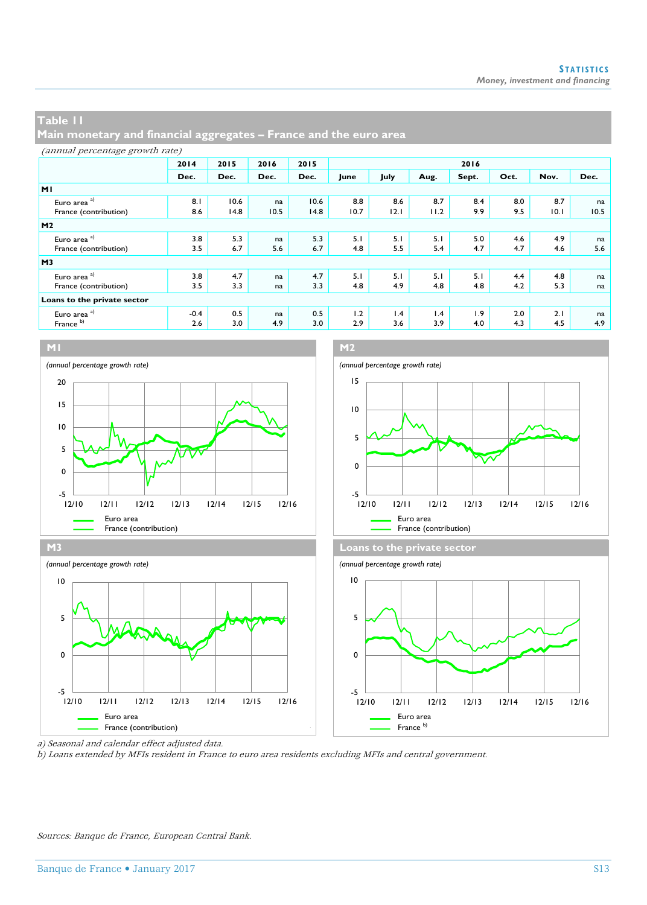## Table 11
## Main monetary and financial aggregates – France and the euro area

*(annual percentage growth rate)*

| | 2014 | 2015 | 2016 | 2015 | 2016 | | | | | | |
|---|---|---|---|---|---|---|---|---|---|---|---|
| | Dec. | Dec. | Dec. | Dec. | June | July | Aug. | Sept. | Oct. | Nov. | Dec. |
| **M1** | | | | | | | | | | | |
| Euro area [a] | 8.1 | 10.6 | na | 10.6 | 8.8 | 8.6 | 8.7 | 8.4 | 8.0 | 8.7 | na |
| France (contribution) | 8.6 | 14.8 | 10.5 | 14.8 | 10.7 | 12.1 | 11.2 | 9.9 | 9.5 | 10.1 | 10.5 |
| **M2** | | | | | | | | | | | |
| Euro area [a] | 3.8 | 5.3 | na | 5.3 | 5.1 | 5.1 | 5.1 | 5.0 | 4.6 | 4.9 | na |
| France (contribution) | 3.5 | 6.7 | 5.6 | 6.7 | 4.8 | 5.5 | 5.4 | 4.7 | 4.7 | 4.6 | 5.6 |
| **M3** | | | | | | | | | | | |
| Euro area [a] | 3.8 | 4.7 | na | 4.7 | 5.1 | 5.1 | 5.1 | 5.1 | 4.4 | 4.8 | na |
| France (contribution) | 3.5 | 3.3 | na | 3.3 | 4.8 | 4.9 | 4.8 | 4.8 | 4.2 | 5.3 | na |
| **Loans to the private sector** | | | | | | | | | | | |
| Euro area [a] | -0.4 | 0.5 | na | 0.5 | 1.2 | 1.4 | 1.4 | 1.9 | 2.0 | 2.1 | na |
| France [b] | 2.6 | 3.0 | 4.9 | 3.0 | 2.9 | 3.6 | 3.9 | 4.0 | 4.3 | 4.5 | 4.9 |

**M1**

*(annual percentage growth rate)*

Euro area
France (contribution)

**M2**

*(annual percentage growth rate)*

Euro area
France (contribution)

**M3**

*(annual percentage growth rate)*

Euro area
France (contribution)

**Loans to the private sector**

*(annual percentage growth rate)*

Euro area
France [b]

*a) Seasonal and calendar effect adjusted data.*
*b) Loans extended by MFIs resident in France to euro area residents excluding MFIs and central government.*

*Sources: Banque de France, European Central Bank.*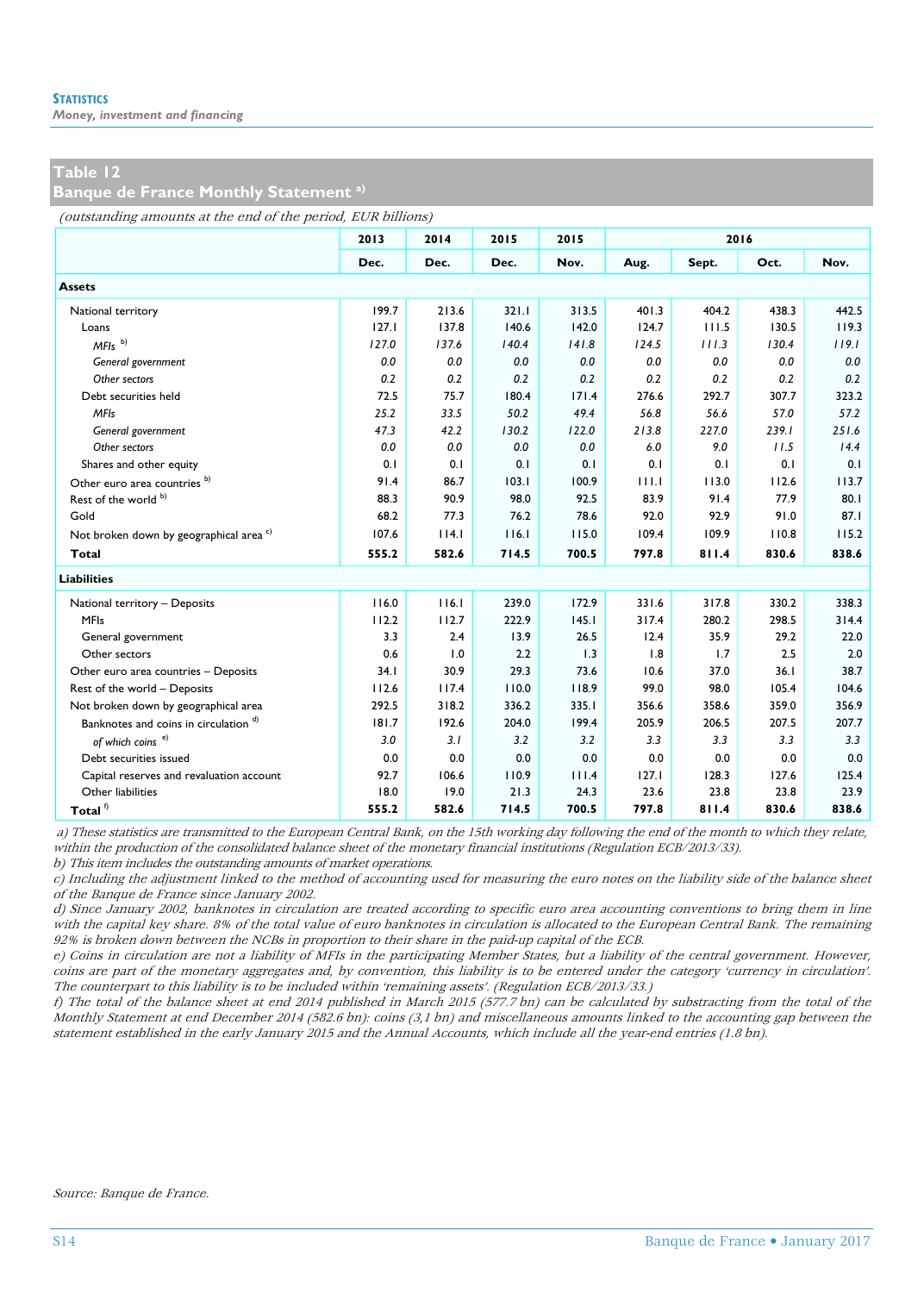## Table 12
## Banque de France Monthly Statement [a]

*(outstanding amounts at the end of the period, EUR billions)*

| | 2013 | 2014 | 2015 | 2015 | 2016 | | | |
|---|---|---|---|---|---|---|---|---|
| | Dec. | Dec. | Dec. | Nov. | Aug. | Sept. | Oct. | Nov. |
| **Assets** | | | | | | | | |
| National territory | 199.7 | 213.6 | 321.1 | 313.5 | 401.3 | 404.2 | 438.3 | 442.5 |
| Loans | 127.1 | 137.8 | 140.6 | 142.0 | 124.7 | 111.5 | 130.5 | 119.3 |
| *MFIs* [b] | *127.0* | *137.6* | *140.4* | *141.8* | *124.5* | *111.3* | *130.4* | *119.1* |
| *General government* | *0.0* | *0.0* | *0.0* | *0.0* | *0.0* | *0.0* | *0.0* | *0.0* |
| *Other sectors* | *0.2* | *0.2* | *0.2* | *0.2* | *0.2* | *0.2* | *0.2* | *0.2* |
| Debt securities held | 72.5 | 75.7 | 180.4 | 171.4 | 276.6 | 292.7 | 307.7 | 323.2 |
| *MFIs* | *25.2* | *33.5* | *50.2* | *49.4* | *56.8* | *56.6* | *57.0* | *57.2* |
| *General government* | *47.3* | *42.2* | *130.2* | *122.0* | *213.8* | *227.0* | *239.1* | *251.6* |
| *Other sectors* | *0.0* | *0.0* | *0.0* | *0.0* | *6.0* | *9.0* | *11.5* | *14.4* |
| Shares and other equity | 0.1 | 0.1 | 0.1 | 0.1 | 0.1 | 0.1 | 0.1 | 0.1 |
| Other euro area countries [b] | 91.4 | 86.7 | 103.1 | 100.9 | 111.1 | 113.0 | 112.6 | 113.7 |
| Rest of the world [b] | 88.3 | 90.9 | 98.0 | 92.5 | 83.9 | 91.4 | 77.9 | 80.1 |
| Gold | 68.2 | 77.3 | 76.2 | 78.6 | 92.0 | 92.9 | 91.0 | 87.1 |
| Not broken down by geographical area [c] | 107.6 | 114.1 | 116.1 | 115.0 | 109.4 | 109.9 | 110.8 | 115.2 |
| **Total** | **555.2** | **582.6** | **714.5** | **700.5** | **797.8** | **811.4** | **830.6** | **838.6** |
| **Liabilities** | | | | | | | | |
| National territory – Deposits | 116.0 | 116.1 | 239.0 | 172.9 | 331.6 | 317.8 | 330.2 | 338.3 |
| MFIs | 112.2 | 112.7 | 222.9 | 145.1 | 317.4 | 280.2 | 298.5 | 314.4 |
| General government | 3.3 | 2.4 | 13.9 | 26.5 | 12.4 | 35.9 | 29.2 | 22.0 |
| Other sectors | 0.6 | 1.0 | 2.2 | 1.3 | 1.8 | 1.7 | 2.5 | 2.0 |
| Other euro area countries – Deposits | 34.1 | 30.9 | 29.3 | 73.6 | 10.6 | 37.0 | 36.1 | 38.7 |
| Rest of the world – Deposits | 112.6 | 117.4 | 110.0 | 118.9 | 99.0 | 98.0 | 105.4 | 104.6 |
| Not broken down by geographical area | 292.5 | 318.2 | 336.2 | 335.1 | 356.6 | 358.6 | 359.0 | 356.9 |
| Banknotes and coins in circulation [d] | 181.7 | 192.6 | 204.0 | 199.4 | 205.9 | 206.5 | 207.5 | 207.7 |
| *of which coins* [e] | *3.0* | *3.1* | *3.2* | *3.2* | *3.3* | *3.3* | *3.3* | *3.3* |
| Debt securities issued | 0.0 | 0.0 | 0.0 | 0.0 | 0.0 | 0.0 | 0.0 | 0.0 |
| Capital reserves and revaluation account | 92.7 | 106.6 | 110.9 | 111.4 | 127.1 | 128.3 | 127.6 | 125.4 |
| Other liabilities | 18.0 | 19.0 | 21.3 | 24.3 | 23.6 | 23.8 | 23.8 | 23.9 |
| **Total** [f] | **555.2** | **582.6** | **714.5** | **700.5** | **797.8** | **811.4** | **830.6** | **838.6** |

*a) These statistics are transmitted to the European Central Bank, on the 15th working day following the end of the month to which they relate, within the production of the consolidated balance sheet of the monetary financial institutions (Regulation ECB/2013/33).*

*b) This item includes the outstanding amounts of market operations.*

*c) Including the adjustment linked to the method of accounting used for measuring the euro notes on the liability side of the balance sheet of the Banque de France since January 2002.*

*d) Since January 2002, banknotes in circulation are treated according to specific euro area accounting conventions to bring them in line with the capital key share. 8% of the total value of euro banknotes in circulation is allocated to the European Central Bank. The remaining 92% is broken down between the NCBs in proportion to their share in the paid-up capital of the ECB.*

*e) Coins in circulation are not a liability of MFIs in the participating Member States, but a liability of the central government. However, coins are part of the monetary aggregates and, by convention, this liability is to be entered under the category 'currency in circulation'. The counterpart to this liability is to be included within 'remaining assets'. (Regulation ECB/2013/33.)*

*f) The total of the balance sheet at end 2014 published in March 2015 (577.7 bn) can be calculated by substracting from the total of the Monthly Statement at end December 2014 (582.6 bn): coins (3,1 bn) and miscellaneous amounts linked to the accounting gap between the statement established in the early January 2015 and the Annual Accounts, which include all the year-end entries (1.8 bn).*

*Source: Banque de France.*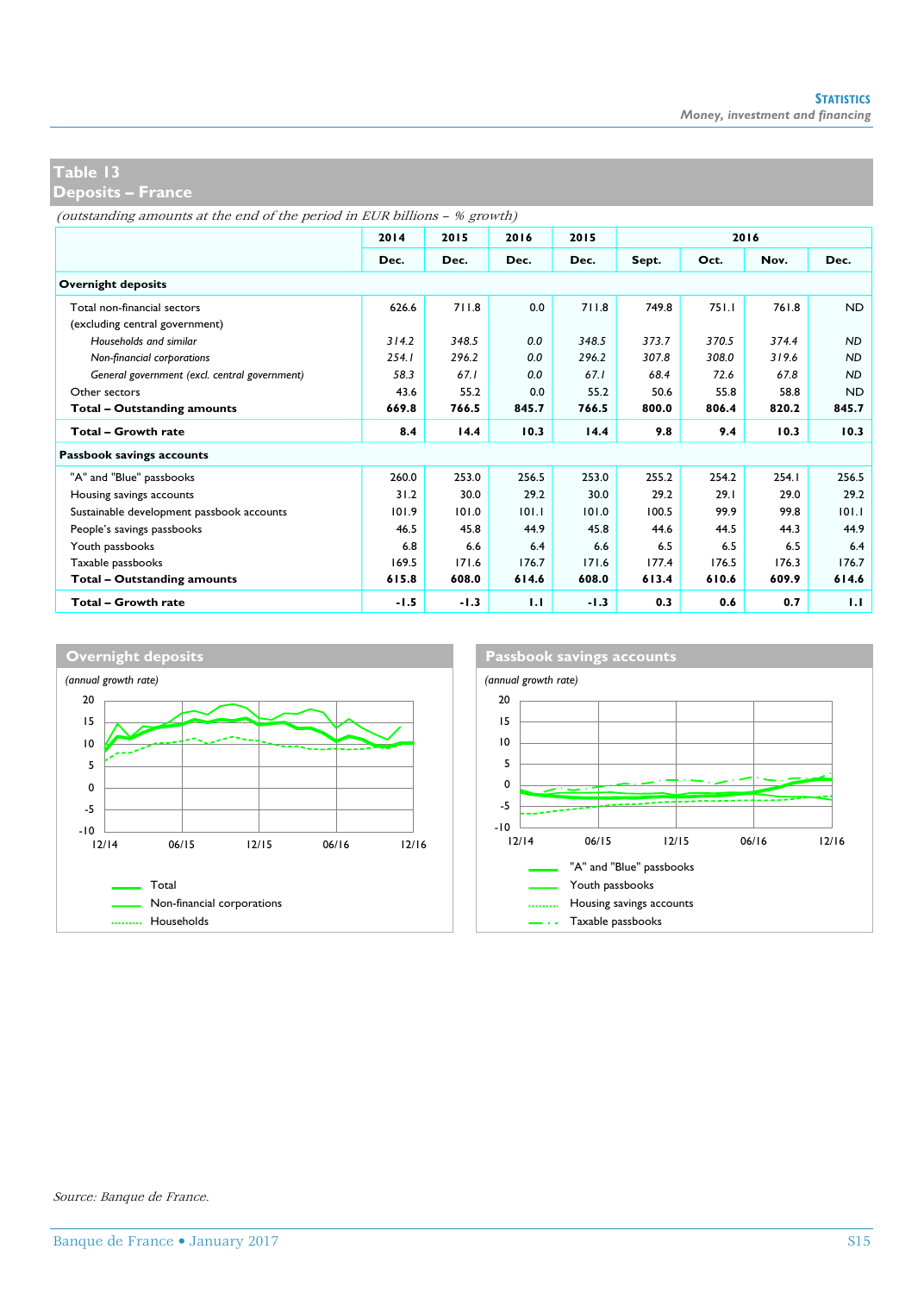## Table 13
## Deposits – France

*(outstanding amounts at the end of the period in EUR billions – % growth)*

| | 2014 | 2015 | 2016 | 2015 | 2016 | | | |
|---|---|---|---|---|---|---|---|---|
| | Dec. | Dec. | Dec. | Dec. | Sept. | Oct. | Nov. | Dec. |
| **Overnight deposits** | | | | | | | | |
| Total non-financial sectors (excluding central government) | 626.6 | 711.8 | 0.0 | 711.8 | 749.8 | 751.1 | 761.8 | ND |
| *Households and similar* | *314.2* | *348.5* | *0.0* | *348.5* | *373.7* | *370.5* | *374.4* | *ND* |
| *Non-financial corporations* | *254.1* | *296.2* | *0.0* | *296.2* | *307.8* | *308.0* | *319.6* | *ND* |
| *General government (excl. central government)* | *58.3* | *67.1* | *0.0* | *67.1* | *68.4* | *72.6* | *67.8* | *ND* |
| Other sectors | 43.6 | 55.2 | 0.0 | 55.2 | 50.6 | 55.8 | 58.8 | ND |
| **Total – Outstanding amounts** | **669.8** | **766.5** | **845.7** | **766.5** | **800.0** | **806.4** | **820.2** | **845.7** |
| **Total – Growth rate** | **8.4** | **14.4** | **10.3** | **14.4** | **9.8** | **9.4** | **10.3** | **10.3** |
| **Passbook savings accounts** | | | | | | | | |
| "A" and "Blue" passbooks | 260.0 | 253.0 | 256.5 | 253.0 | 255.2 | 254.2 | 254.1 | 256.5 |
| Housing savings accounts | 31.2 | 30.0 | 29.2 | 30.0 | 29.2 | 29.1 | 29.0 | 29.2 |
| Sustainable development passbook accounts | 101.9 | 101.0 | 101.1 | 101.0 | 100.5 | 99.9 | 99.8 | 101.1 |
| People's savings passbooks | 46.5 | 45.8 | 44.9 | 45.8 | 44.6 | 44.5 | 44.3 | 44.9 |
| Youth passbooks | 6.8 | 6.6 | 6.4 | 6.6 | 6.5 | 6.5 | 6.5 | 6.4 |
| Taxable passbooks | 169.5 | 171.6 | 176.7 | 171.6 | 177.4 | 176.5 | 176.3 | 176.7 |
| **Total – Outstanding amounts** | **615.8** | **608.0** | **614.6** | **608.0** | **613.4** | **610.6** | **609.9** | **614.6** |
| **Total – Growth rate** | **-1.5** | **-1.3** | **1.1** | **-1.3** | **0.3** | **0.6** | **0.7** | **1.1** |

**Overnight deposits**

*(annual growth rate)*

Legend: Total; Non-financial corporations; Households

**Passbook savings accounts**

*(annual growth rate)*

Legend: "A" and "Blue" passbooks; Youth passbooks; Housing savings accounts; Taxable passbooks

*Source: Banque de France.*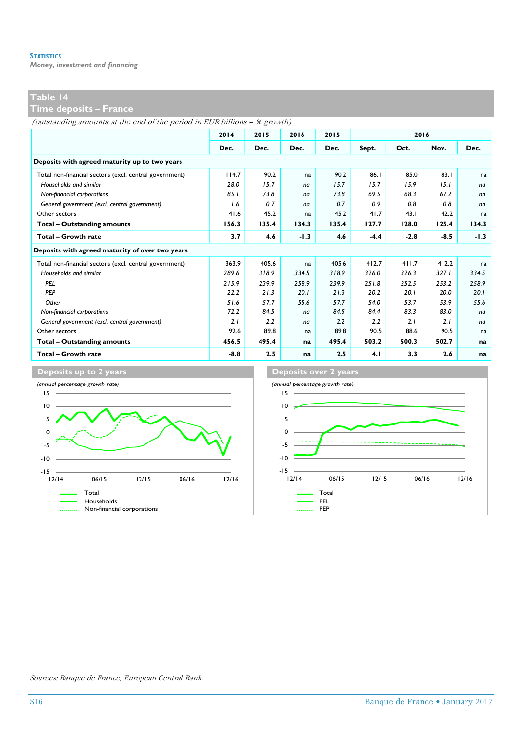## Table 14
## Time deposits – France

*(outstanding amounts at the end of the period in EUR billions – % growth)*

| | 2014 | 2015 | 2016 | 2015 | 2016 | | | |
|---|---|---|---|---|---|---|---|---|
| | Dec. | Dec. | Dec. | Dec. | Sept. | Oct. | Nov. | Dec. |
| **Deposits with agreed maturity up to two years** | | | | | | | | |
| Total non-financial sectors (excl. central government) | 114.7 | 90.2 | na | 90.2 | 86.1 | 85.0 | 83.1 | na |
| *Households and similar* | *28.0* | *15.7* | *na* | *15.7* | *15.7* | *15.9* | *15.1* | *na* |
| *Non-financial corporations* | *85.1* | *73.8* | *na* | *73.8* | *69.5* | *68.3* | *67.2* | *na* |
| *General government (excl. central government)* | *1.6* | *0.7* | *na* | *0.7* | *0.9* | *0.8* | *0.8* | *na* |
| Other sectors | 41.6 | 45.2 | na | 45.2 | 41.7 | 43.1 | 42.2 | na |
| **Total – Outstanding amounts** | **156.3** | **135.4** | **134.3** | **135.4** | **127.7** | **128.0** | **125.4** | **134.3** |
| **Total – Growth rate** | **3.7** | **4.6** | **-1.3** | **4.6** | **-4.4** | **-2.8** | **-8.5** | **-1.3** |
| **Deposits with agreed maturity of over two years** | | | | | | | | |
| Total non-financial sectors (excl. central government) | 363.9 | 405.6 | na | 405.6 | 412.7 | 411.7 | 412.2 | na |
| *Households and similar* | *289.6* | *318.9* | *334.5* | *318.9* | *326.0* | *326.3* | *327.1* | *334.5* |
| *PEL* | *215.9* | *239.9* | *258.9* | *239.9* | *251.8* | *252.5* | *253.2* | *258.9* |
| *PEP* | *22.2* | *21.3* | *20.1* | *21.3* | *20.2* | *20.1* | *20.0* | *20.1* |
| *Other* | *51.6* | *57.7* | *55.6* | *57.7* | *54.0* | *53.7* | *53.9* | *55.6* |
| *Non-financial corporations* | *72.2* | *84.5* | *na* | *84.5* | *84.4* | *83.3* | *83.0* | *na* |
| *General government (excl. central government)* | *2.1* | *2.2* | *na* | *2.2* | *2.2* | *2.1* | *2.1* | *na* |
| Other sectors | 92.6 | 89.8 | na | 89.8 | 90.5 | 88.6 | 90.5 | na |
| **Total – Outstanding amounts** | **456.5** | **495.4** | **na** | **495.4** | **503.2** | **500.3** | **502.7** | **na** |
| **Total – Growth rate** | **-8.8** | **2.5** | **na** | **2.5** | **4.1** | **3.3** | **2.6** | **na** |

**Deposits up to 2 years**

*(annual percentage growth rate)*

Legend: Total; Households; Non-financial corporations

**Deposits over 2 years**

*(annual percentage growth rate)*

Legend: Total; PEL; PEP

*Sources: Banque de France, European Central Bank.*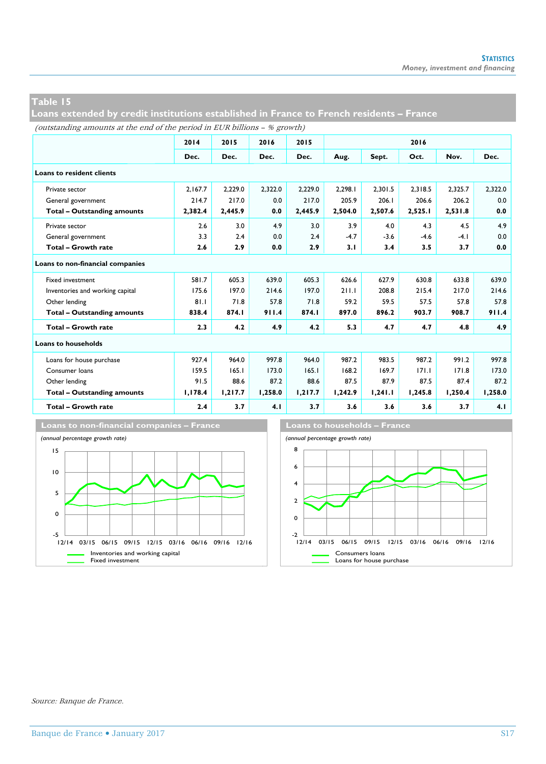## Table 15
## Loans extended by credit institutions established in France to French residents – France

*(outstanding amounts at the end of the period in EUR billions – % growth)*

| | 2014 | 2015 | 2016 | 2015 | 2016 | | | | |
|---|---|---|---|---|---|---|---|---|---|
| | Dec. | Dec. | Dec. | Dec. | Aug. | Sept. | Oct. | Nov. | Dec. |
| **Loans to resident clients** | | | | | | | | | |
| Private sector | 2,167.7 | 2,229.0 | 2,322.0 | 2,229.0 | 2,298.1 | 2,301.5 | 2,318.5 | 2,325.7 | 2,322.0 |
| General government | 214.7 | 217.0 | 0.0 | 217.0 | 205.9 | 206.1 | 206.6 | 206.2 | 0.0 |
| **Total – Outstanding amounts** | **2,382.4** | **2,445.9** | **0.0** | **2,445.9** | **2,504.0** | **2,507.6** | **2,525.1** | **2,531.8** | **0.0** |
| Private sector | 2.6 | 3.0 | 4.9 | 3.0 | 3.9 | 4.0 | 4.3 | 4.5 | 4.9 |
| General government | 3.3 | 2.4 | 0.0 | 2.4 | -4.7 | -3.6 | -4.6 | -4.1 | 0.0 |
| **Total – Growth rate** | **2.6** | **2.9** | **0.0** | **2.9** | **3.1** | **3.4** | **3.5** | **3.7** | **0.0** |
| **Loans to non-financial companies** | | | | | | | | | |
| Fixed investment | 581.7 | 605.3 | 639.0 | 605.3 | 626.6 | 627.9 | 630.8 | 633.8 | 639.0 |
| Inventories and working capital | 175.6 | 197.0 | 214.6 | 197.0 | 211.1 | 208.8 | 215.4 | 217.0 | 214.6 |
| Other lending | 81.1 | 71.8 | 57.8 | 71.8 | 59.2 | 59.5 | 57.5 | 57.8 | 57.8 |
| **Total – Outstanding amounts** | **838.4** | **874.1** | **911.4** | **874.1** | **897.0** | **896.2** | **903.7** | **908.7** | **911.4** |
| **Total – Growth rate** | **2.3** | **4.2** | **4.9** | **4.2** | **5.3** | **4.7** | **4.7** | **4.8** | **4.9** |
| **Loans to households** | | | | | | | | | |
| Loans for house purchase | 927.4 | 964.0 | 997.8 | 964.0 | 987.2 | 983.5 | 987.2 | 991.2 | 997.8 |
| Consumer loans | 159.5 | 165.1 | 173.0 | 165.1 | 168.2 | 169.7 | 171.1 | 171.8 | 173.0 |
| Other lending | 91.5 | 88.6 | 87.2 | 88.6 | 87.5 | 87.9 | 87.5 | 87.4 | 87.2 |
| **Total – Outstanding amounts** | **1,178.4** | **1,217.7** | **1,258.0** | **1,217.7** | **1,242.9** | **1,241.1** | **1,245.8** | **1,250.4** | **1,258.0** |
| **Total – Growth rate** | **2.4** | **3.7** | **4.1** | **3.7** | **3.6** | **3.6** | **3.6** | **3.7** | **4.1** |

**Loans to non-financial companies – France**

*(annual percentage growth rate)*

Inventories and working capital
Fixed investment

**Loans to households – France**

*(annual percentage growth rate)*

Consumers loans
Loans for house purchase

*Source: Banque de France.*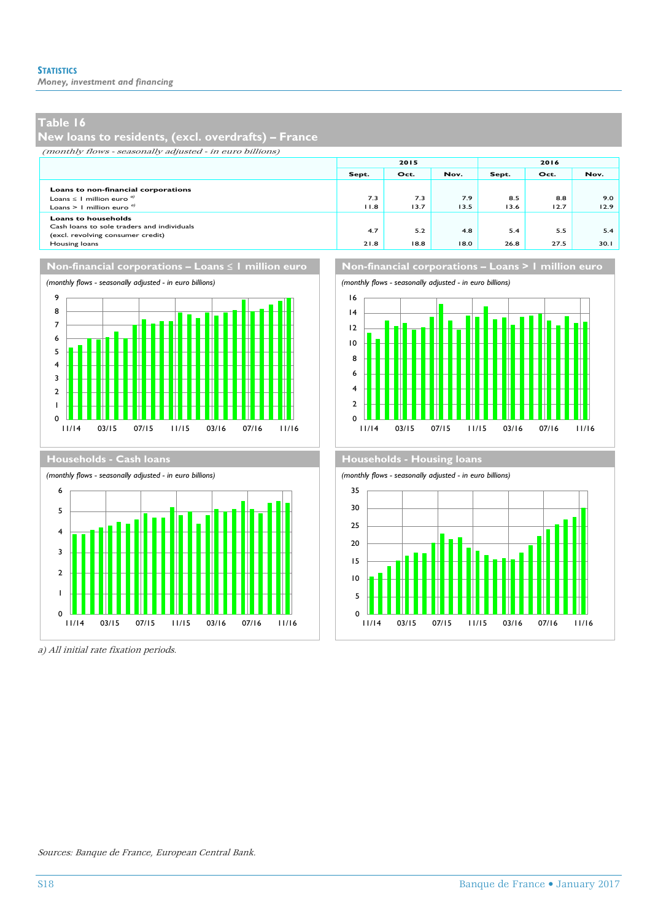**Statistics**
*Money, investment and financing*

## Table 16
## New loans to residents, (excl. overdrafts) – France

*(monthly flows - seasonally adjusted - in euro billions)*

| | 2015 | | | 2016 | | |
|---|---|---|---|---|---|---|
| | Sept. | Oct. | Nov. | Sept. | Oct. | Nov. |
| **Loans to non-financial corporations** | | | | | | |
| Loans ≤ 1 million euro [a] | 7.3 | 7.3 | 7.9 | 8.5 | 8.8 | 9.0 |
| Loans > 1 million euro [a] | 11.8 | 13.7 | 13.5 | 13.6 | 12.7 | 12.9 |
| **Loans to households** | | | | | | |
| Cash loans to sole traders and individuals (excl. revolving consumer credit) | 4.7 | 5.2 | 4.8 | 5.4 | 5.5 | 5.4 |
| Housing loans | 21.8 | 18.8 | 18.0 | 26.8 | 27.5 | 30.1 |

### Non-financial corporations – Loans ≤ 1 million euro
*(monthly flows - seasonally adjusted - in euro billions)*

### Non-financial corporations – Loans > 1 million euro
*(monthly flows - seasonally adjusted - in euro billions)*

### Households - Cash loans
*(monthly flows - seasonally adjusted - in euro billions)*

### Households - Housing loans
*(monthly flows - seasonally adjusted - in euro billions)*

*a) All initial rate fixation periods.*

*Sources: Banque de France, European Central Bank.*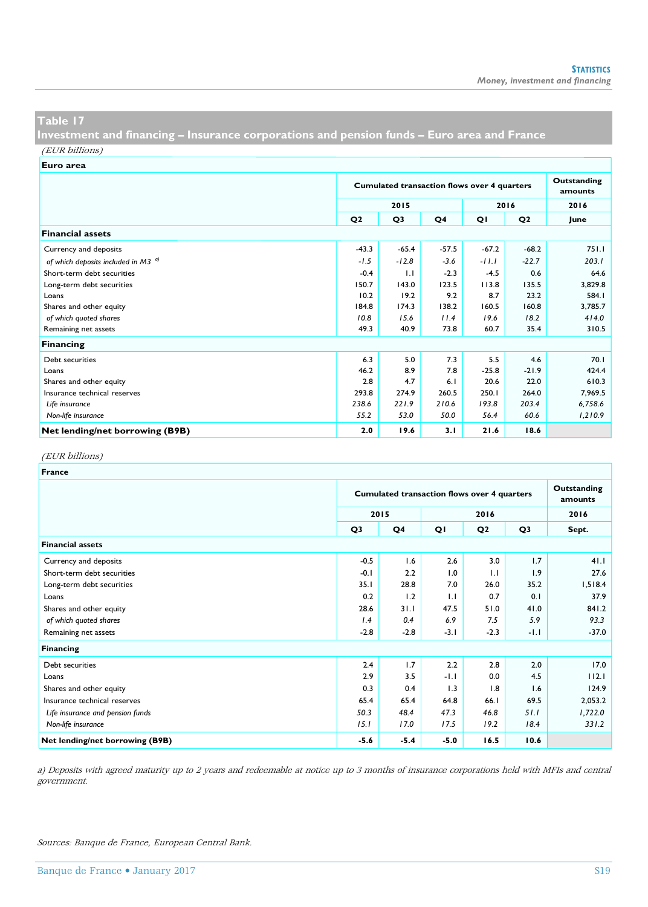## Table 17

## Investment and financing – Insurance corporations and pension funds – Euro area and France

*(EUR billions)*

**Euro area**

| | Cumulated transaction flows over 4 quarters | | | | | Outstanding amounts |
|---|---|---|---|---|---|---|
| | 2015 | | | 2016 | | 2016 |
| | Q2 | Q3 | Q4 | Q1 | Q2 | June |
| **Financial assets** | | | | | | |
| Currency and deposits | -43.3 | -65.4 | -57.5 | -67.2 | -68.2 | 751.1 |
| *of which deposits included in M3* [a] | *-1.5* | *-12.8* | *-3.6* | *-11.1* | *-22.7* | *203.1* |
| Short-term debt securities | -0.4 | 1.1 | -2.3 | -4.5 | 0.6 | 64.6 |
| Long-term debt securities | 150.7 | 143.0 | 123.5 | 113.8 | 135.5 | 3,829.8 |
| Loans | 10.2 | 19.2 | 9.2 | 8.7 | 23.2 | 584.1 |
| Shares and other equity | 184.8 | 174.3 | 138.2 | 160.5 | 160.8 | 3,785.7 |
| *of which quoted shares* | *10.8* | *15.6* | *11.4* | *19.6* | *18.2* | *414.0* |
| Remaining net assets | 49.3 | 40.9 | 73.8 | 60.7 | 35.4 | 310.5 |
| **Financing** | | | | | | |
| Debt securities | 6.3 | 5.0 | 7.3 | 5.5 | 4.6 | 70.1 |
| Loans | 46.2 | 8.9 | 7.8 | -25.8 | -21.9 | 424.4 |
| Shares and other equity | 2.8 | 4.7 | 6.1 | 20.6 | 22.0 | 610.3 |
| Insurance technical reserves | 293.8 | 274.9 | 260.5 | 250.1 | 264.0 | 7,969.5 |
| *Life insurance* | *238.6* | *221.9* | *210.6* | *193.8* | *203.4* | *6,758.6* |
| *Non-life insurance* | *55.2* | *53.0* | *50.0* | *56.4* | *60.6* | *1,210.9* |
| **Net lending/net borrowing (B9B)** | **2.0** | **19.6** | **3.1** | **21.6** | **18.6** | |

*(EUR billions)*

**France**

| | Cumulated transaction flows over 4 quarters | | | | | Outstanding amounts |
|---|---|---|---|---|---|---|
| | 2015 | | 2016 | | | 2016 |
| | Q3 | Q4 | Q1 | Q2 | Q3 | Sept. |
| **Financial assets** | | | | | | |
| Currency and deposits | -0.5 | 1.6 | 2.6 | 3.0 | 1.7 | 41.1 |
| Short-term debt securities | -0.1 | 2.2 | 1.0 | 1.1 | 1.9 | 27.6 |
| Long-term debt securities | 35.1 | 28.8 | 7.0 | 26.0 | 35.2 | 1,518.4 |
| Loans | 0.2 | 1.2 | 1.1 | 0.7 | 0.1 | 37.9 |
| Shares and other equity | 28.6 | 31.1 | 47.5 | 51.0 | 41.0 | 841.2 |
| *of which quoted shares* | *1.4* | *0.4* | *6.9* | *7.5* | *5.9* | *93.3* |
| Remaining net assets | -2.8 | -2.8 | -3.1 | -2.3 | -1.1 | -37.0 |
| **Financing** | | | | | | |
| Debt securities | 2.4 | 1.7 | 2.2 | 2.8 | 2.0 | 17.0 |
| Loans | 2.9 | 3.5 | -1.1 | 0.0 | 4.5 | 112.1 |
| Shares and other equity | 0.3 | 0.4 | 1.3 | 1.8 | 1.6 | 124.9 |
| Insurance technical reserves | 65.4 | 65.4 | 64.8 | 66.1 | 69.5 | 2,053.2 |
| *Life insurance and pension funds* | *50.3* | *48.4* | *47.3* | *46.8* | *51.1* | *1,722.0* |
| *Non-life insurance* | *15.1* | *17.0* | *17.5* | *19.2* | *18.4* | *331.2* |
| **Net lending/net borrowing (B9B)** | **-5.6** | **-5.4** | **-5.0** | **16.5** | **10.6** | |

*a) Deposits with agreed maturity up to 2 years and redeemable at notice up to 3 months of insurance corporations held with MFIs and central government.*

*Sources: Banque de France, European Central Bank.*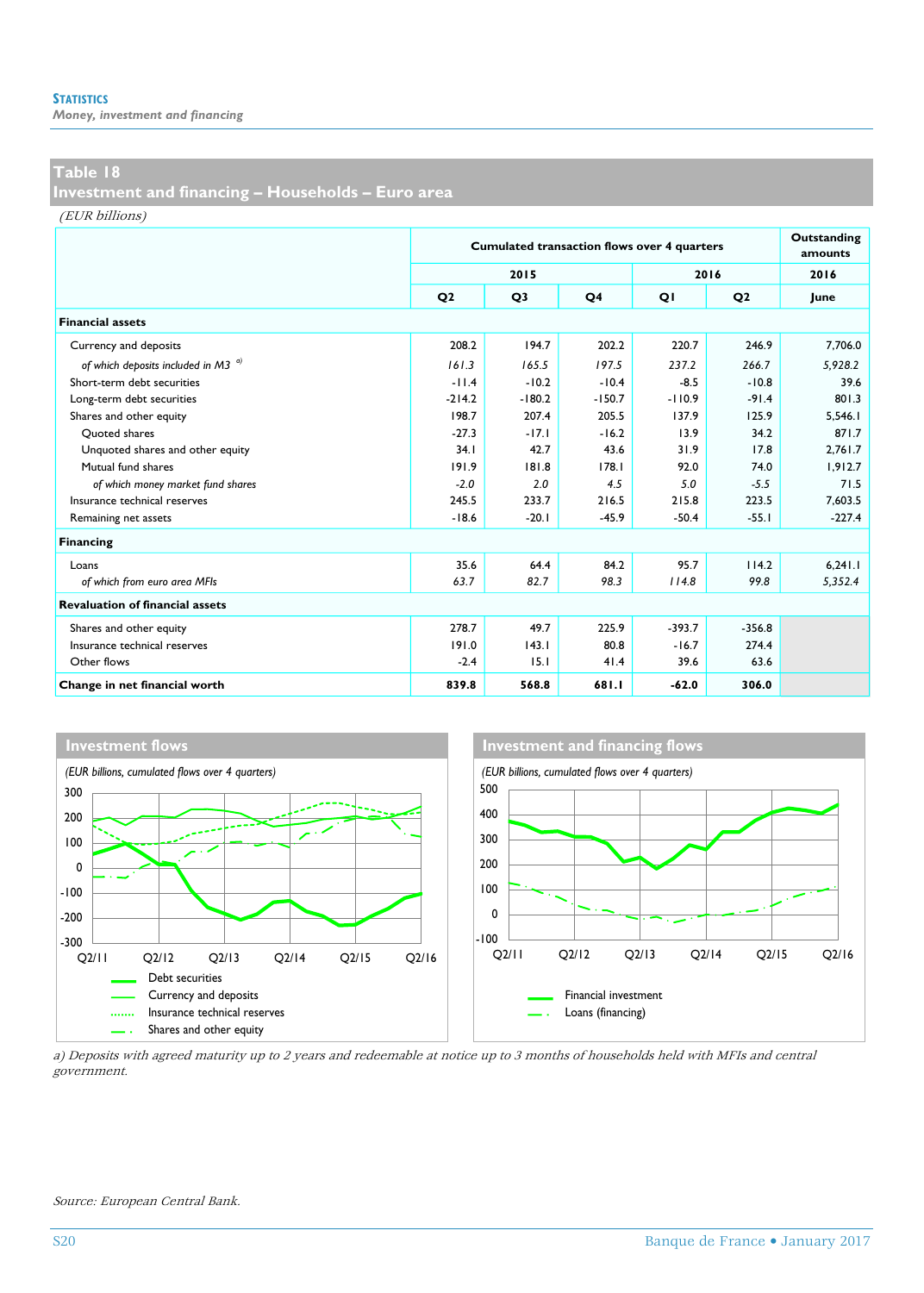## Table 18
## Investment and financing – Households – Euro area

*(EUR billions)*

| | Cumulated transaction flows over 4 quarters | | | | | Outstanding amounts |
|---|---|---|---|---|---|---|
| | 2015 | | | 2016 | | 2016 |
| | Q2 | Q3 | Q4 | Q1 | Q2 | June |
| **Financial assets** | | | | | | |
| Currency and deposits | 208.2 | 194.7 | 202.2 | 220.7 | 246.9 | 7,706.0 |
| *of which deposits included in M3* [a] | *161.3* | *165.5* | *197.5* | *237.2* | *266.7* | *5,928.2* |
| Short-term debt securities | -11.4 | -10.2 | -10.4 | -8.5 | -10.8 | 39.6 |
| Long-term debt securities | -214.2 | -180.2 | -150.7 | -110.9 | -91.4 | 801.3 |
| Shares and other equity | 198.7 | 207.4 | 205.5 | 137.9 | 125.9 | 5,546.1 |
| Quoted shares | -27.3 | -17.1 | -16.2 | 13.9 | 34.2 | 871.7 |
| Unquoted shares and other equity | 34.1 | 42.7 | 43.6 | 31.9 | 17.8 | 2,761.7 |
| Mutual fund shares | 191.9 | 181.8 | 178.1 | 92.0 | 74.0 | 1,912.7 |
| *of which money market fund shares* | *-2.0* | *2.0* | *4.5* | *5.0* | *-5.5* | *71.5* |
| Insurance technical reserves | 245.5 | 233.7 | 216.5 | 215.8 | 223.5 | 7,603.5 |
| Remaining net assets | -18.6 | -20.1 | -45.9 | -50.4 | -55.1 | -227.4 |
| **Financing** | | | | | | |
| Loans | 35.6 | 64.4 | 84.2 | 95.7 | 114.2 | 6,241.1 |
| *of which from euro area MFIs* | *63.7* | *82.7* | *98.3* | *114.8* | *99.8* | *5,352.4* |
| **Revaluation of financial assets** | | | | | | |
| Shares and other equity | 278.7 | 49.7 | 225.9 | -393.7 | -356.8 | |
| Insurance technical reserves | 191.0 | 143.1 | 80.8 | -16.7 | 274.4 | |
| Other flows | -2.4 | 15.1 | 41.4 | 39.6 | 63.6 | |
| **Change in net financial worth** | **839.8** | **568.8** | **681.1** | **-62.0** | **306.0** | |

### Investment flows

*(EUR billions, cumulated flows over 4 quarters)*

Legend: Debt securities; Currency and deposits; Insurance technical reserves; Shares and other equity

### Investment and financing flows

*(EUR billions, cumulated flows over 4 quarters)*

Legend: Financial investment; Loans (financing)

*a) Deposits with agreed maturity up to 2 years and redeemable at notice up to 3 months of households held with MFIs and central government.*

*Source: European Central Bank.*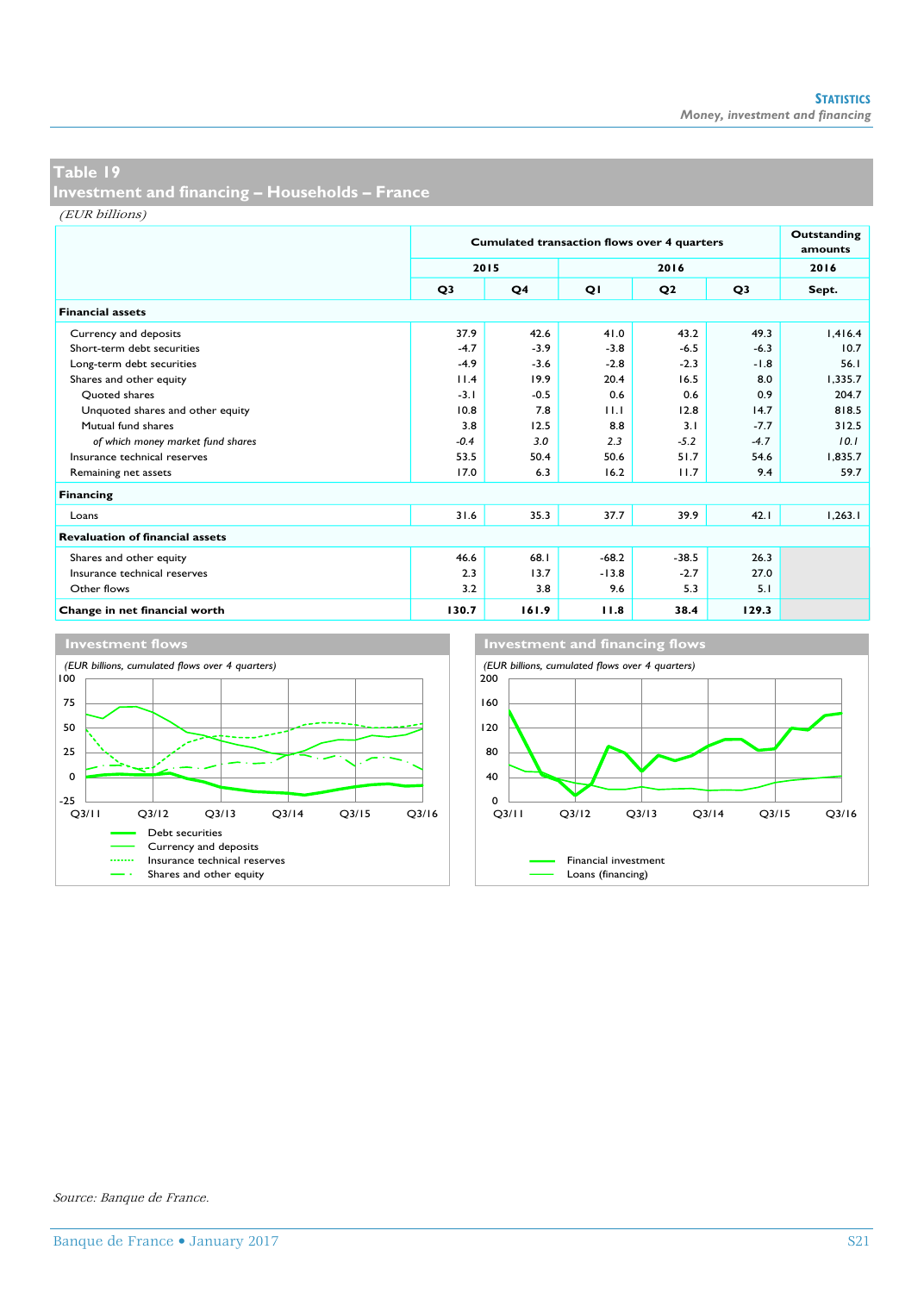## Table 19
## Investment and financing – Households – France

*(EUR billions)*

| | Cumulated transaction flows over 4 quarters | | | | | Outstanding amounts |
|---|---|---|---|---|---|---|
| | 2015 | | 2016 | | | 2016 |
| | Q3 | Q4 | Q1 | Q2 | Q3 | Sept. |
| **Financial assets** | | | | | | |
| Currency and deposits | 37.9 | 42.6 | 41.0 | 43.2 | 49.3 | 1,416.4 |
| Short-term debt securities | -4.7 | -3.9 | -3.8 | -6.5 | -6.3 | 10.7 |
| Long-term debt securities | -4.9 | -3.6 | -2.8 | -2.3 | -1.8 | 56.1 |
| Shares and other equity | 11.4 | 19.9 | 20.4 | 16.5 | 8.0 | 1,335.7 |
| Quoted shares | -3.1 | -0.5 | 0.6 | 0.6 | 0.9 | 204.7 |
| Unquoted shares and other equity | 10.8 | 7.8 | 11.1 | 12.8 | 14.7 | 818.5 |
| Mutual fund shares | 3.8 | 12.5 | 8.8 | 3.1 | -7.7 | 312.5 |
| *of which money market fund shares* | *-0.4* | *3.0* | *2.3* | *-5.2* | *-4.7* | *10.1* |
| Insurance technical reserves | 53.5 | 50.4 | 50.6 | 51.7 | 54.6 | 1,835.7 |
| Remaining net assets | 17.0 | 6.3 | 16.2 | 11.7 | 9.4 | 59.7 |
| **Financing** | | | | | | |
| Loans | 31.6 | 35.3 | 37.7 | 39.9 | 42.1 | 1,263.1 |
| **Revaluation of financial assets** | | | | | | |
| Shares and other equity | 46.6 | 68.1 | -68.2 | -38.5 | 26.3 | |
| Insurance technical reserves | 2.3 | 13.7 | -13.8 | -2.7 | 27.0 | |
| Other flows | 3.2 | 3.8 | 9.6 | 5.3 | 5.1 | |
| **Change in net financial worth** | **130.7** | **161.9** | **11.8** | **38.4** | **129.3** | |

### Investment flows

*(EUR billions, cumulated flows over 4 quarters)*

Legend: Debt securities; Currency and deposits; Insurance technical reserves; Shares and other equity

### Investment and financing flows

*(EUR billions, cumulated flows over 4 quarters)*

Legend: Financial investment; Loans (financing)

*Source: Banque de France.*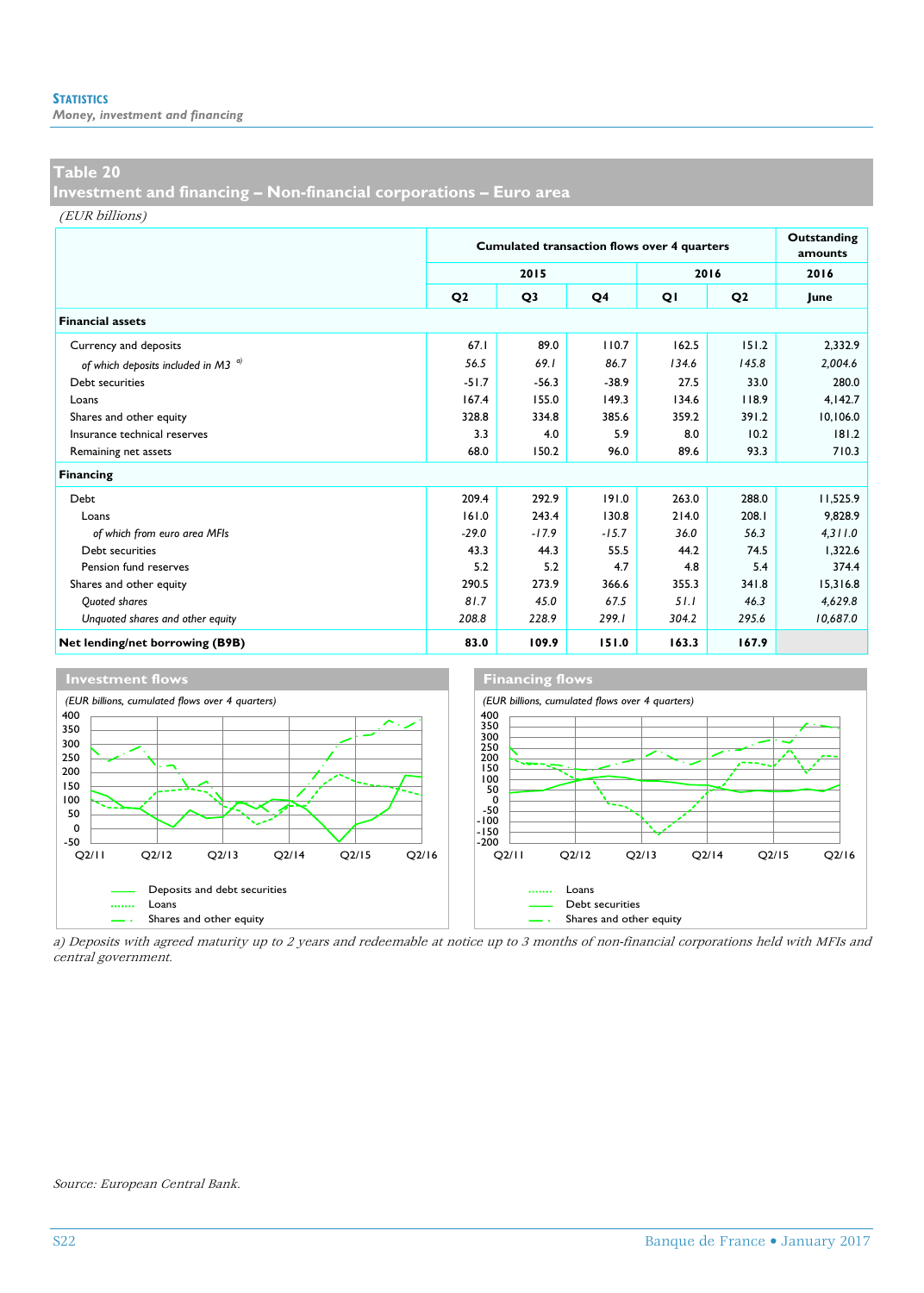## Table 20
## Investment and financing – Non-financial corporations – Euro area

*(EUR billions)*

| | Cumulated transaction flows over 4 quarters | | | | | Outstanding amounts |
|---|---|---|---|---|---|---|
| | 2015 | | | 2016 | | 2016 |
| | Q2 | Q3 | Q4 | Q1 | Q2 | June |
| **Financial assets** | | | | | | |
| Currency and deposits | 67.1 | 89.0 | 110.7 | 162.5 | 151.2 | 2,332.9 |
| *of which deposits included in M3* [a] | *56.5* | *69.1* | *86.7* | *134.6* | *145.8* | *2,004.6* |
| Debt securities | -51.7 | -56.3 | -38.9 | 27.5 | 33.0 | 280.0 |
| Loans | 167.4 | 155.0 | 149.3 | 134.6 | 118.9 | 4,142.7 |
| Shares and other equity | 328.8 | 334.8 | 385.6 | 359.2 | 391.2 | 10,106.0 |
| Insurance technical reserves | 3.3 | 4.0 | 5.9 | 8.0 | 10.2 | 181.2 |
| Remaining net assets | 68.0 | 150.2 | 96.0 | 89.6 | 93.3 | 710.3 |
| **Financing** | | | | | | |
| Debt | 209.4 | 292.9 | 191.0 | 263.0 | 288.0 | 11,525.9 |
| Loans | 161.0 | 243.4 | 130.8 | 214.0 | 208.1 | 9,828.9 |
| *of which from euro area MFIs* | *-29.0* | *-17.9* | *-15.7* | *36.0* | *56.3* | *4,311.0* |
| Debt securities | 43.3 | 44.3 | 55.5 | 44.2 | 74.5 | 1,322.6 |
| Pension fund reserves | 5.2 | 5.2 | 4.7 | 4.8 | 5.4 | 374.4 |
| Shares and other equity | 290.5 | 273.9 | 366.6 | 355.3 | 341.8 | 15,316.8 |
| *Quoted shares* | *81.7* | *45.0* | *67.5* | *51.1* | *46.3* | *4,629.8* |
| *Unquoted shares and other equity* | *208.8* | *228.9* | *299.1* | *304.2* | *295.6* | *10,687.0* |
| **Net lending/net borrowing (B9B)** | **83.0** | **109.9** | **151.0** | **163.3** | **167.9** | |

**Investment flows**

*(EUR billions, cumulated flows over 4 quarters)*

Legend: Deposits and debt securities; Loans; Shares and other equity

**Financing flows**

*(EUR billions, cumulated flows over 4 quarters)*

Legend: Loans; Debt securities; Shares and other equity

*a) Deposits with agreed maturity up to 2 years and redeemable at notice up to 3 months of non-financial corporations held with MFIs and central government.*

*Source: European Central Bank.*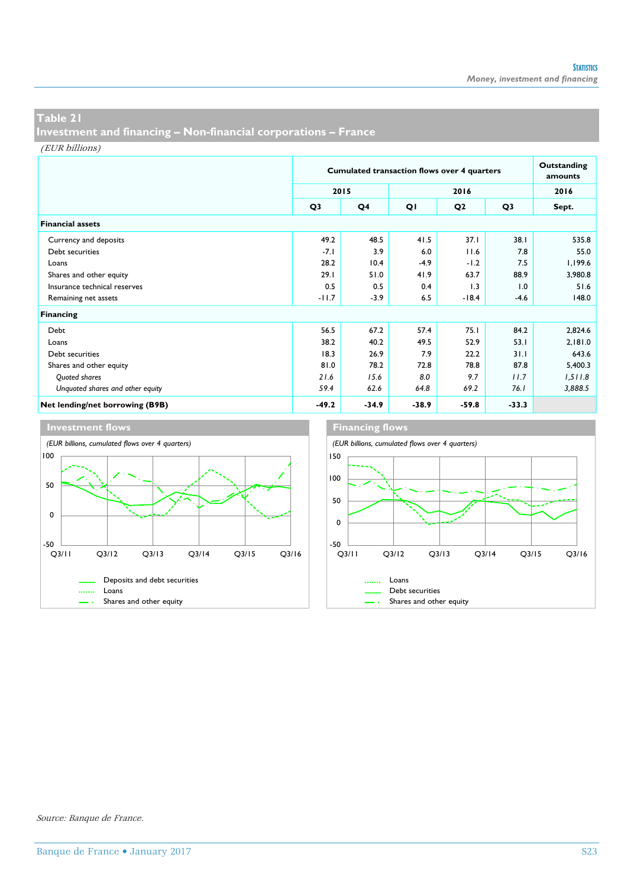## Table 21
## Investment and financing – Non-financial corporations – France

*(EUR billions)*

| | Cumulated transaction flows over 4 quarters | | | | | Outstanding amounts |
|---|---|---|---|---|---|---|
| | 2015 | | 2016 | | | 2016 |
| | Q3 | Q4 | Q1 | Q2 | Q3 | Sept. |
| **Financial assets** | | | | | | |
| Currency and deposits | 49.2 | 48.5 | 41.5 | 37.1 | 38.1 | 535.8 |
| Debt securities | -7.1 | 3.9 | 6.0 | 11.6 | 7.8 | 55.0 |
| Loans | 28.2 | 10.4 | -4.9 | -1.2 | 7.5 | 1,199.6 |
| Shares and other equity | 29.1 | 51.0 | 41.9 | 63.7 | 88.9 | 3,980.8 |
| Insurance technical reserves | 0.5 | 0.5 | 0.4 | 1.3 | 1.0 | 51.6 |
| Remaining net assets | -11.7 | -3.9 | 6.5 | -18.4 | -4.6 | 148.0 |
| **Financing** | | | | | | |
| Debt | 56.5 | 67.2 | 57.4 | 75.1 | 84.2 | 2,824.6 |
| Loans | 38.2 | 40.2 | 49.5 | 52.9 | 53.1 | 2,181.0 |
| Debt securities | 18.3 | 26.9 | 7.9 | 22.2 | 31.1 | 643.6 |
| Shares and other equity | 81.0 | 78.2 | 72.8 | 78.8 | 87.8 | 5,400.3 |
| *Quoted shares* | *21.6* | *15.6* | *8.0* | *9.7* | *11.7* | *1,511.8* |
| *Unquoted shares and other equity* | *59.4* | *62.6* | *64.8* | *69.2* | *76.1* | *3,888.5* |
| **Net lending/net borrowing (B9B)** | **-49.2** | **-34.9** | **-38.9** | **-59.8** | **-33.3** | |

**Investment flows**

*(EUR billions, cumulated flows over 4 quarters)*

Legend: Deposits and debt securities; Loans; Shares and other equity

**Financing flows**

*(EUR billions, cumulated flows over 4 quarters)*

Legend: Loans; Debt securities; Shares and other equity

*Source: Banque de France.*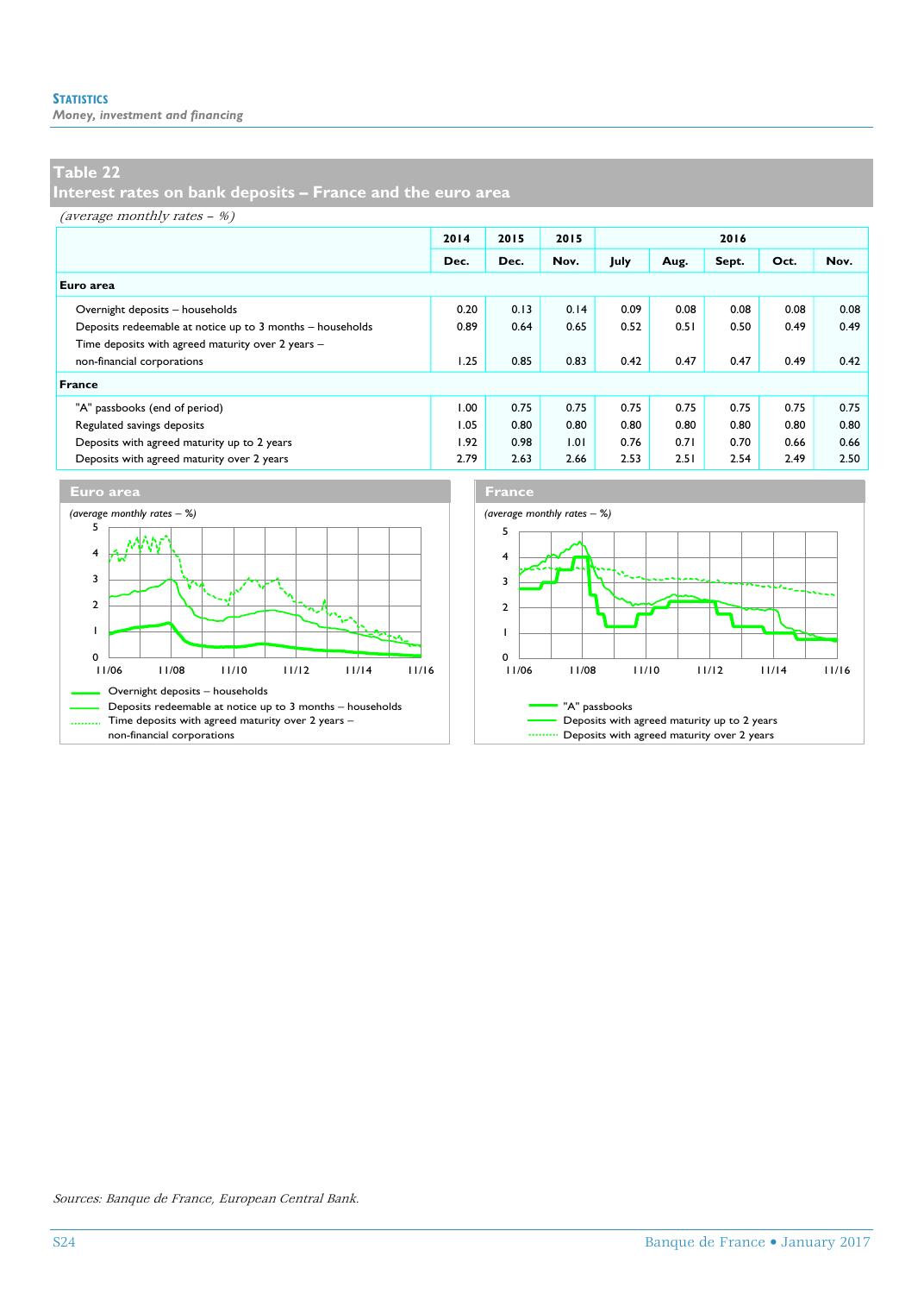**Statistics**
*Money, investment and financing*

## Table 22
## Interest rates on bank deposits – France and the euro area

*(average monthly rates – %)*

| | 2014 | 2015 | 2015 | 2016 | | | | |
|---|---|---|---|---|---|---|---|---|
| | Dec. | Dec. | Nov. | July | Aug. | Sept. | Oct. | Nov. |
| **Euro area** | | | | | | | | |
| Overnight deposits – households | 0.20 | 0.13 | 0.14 | 0.09 | 0.08 | 0.08 | 0.08 | 0.08 |
| Deposits redeemable at notice up to 3 months – households | 0.89 | 0.64 | 0.65 | 0.52 | 0.51 | 0.50 | 0.49 | 0.49 |
| Time deposits with agreed maturity over 2 years – non-financial corporations | 1.25 | 0.85 | 0.83 | 0.42 | 0.47 | 0.47 | 0.49 | 0.42 |
| **France** | | | | | | | | |
| "A" passbooks (end of period) | 1.00 | 0.75 | 0.75 | 0.75 | 0.75 | 0.75 | 0.75 | 0.75 |
| Regulated savings deposits | 1.05 | 0.80 | 0.80 | 0.80 | 0.80 | 0.80 | 0.80 | 0.80 |
| Deposits with agreed maturity up to 2 years | 1.92 | 0.98 | 1.01 | 0.76 | 0.71 | 0.70 | 0.66 | 0.66 |
| Deposits with agreed maturity over 2 years | 2.79 | 2.63 | 2.66 | 2.53 | 2.51 | 2.54 | 2.49 | 2.50 |

**Euro area**

*(average monthly rates – %)*

- Overnight deposits – households
- Deposits redeemable at notice up to 3 months – households
- Time deposits with agreed maturity over 2 years – non-financial corporations

**France**

*(average monthly rates – %)*

- "A" passbooks
- Deposits with agreed maturity up to 2 years
- Deposits with agreed maturity over 2 years

*Sources: Banque de France, European Central Bank.*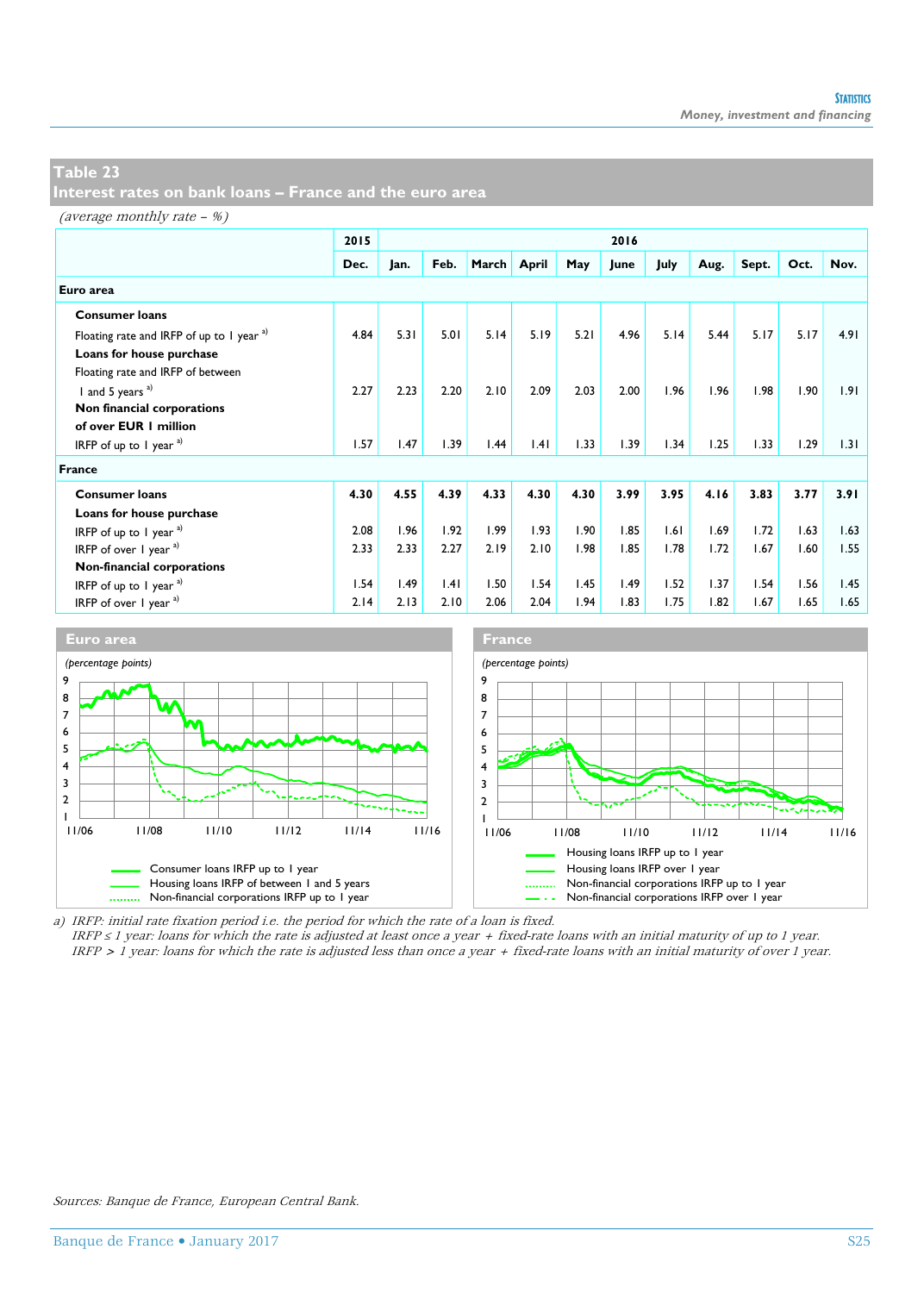## Table 23
## Interest rates on bank loans – France and the euro area

*(average monthly rate – %)*

| | 2015 | 2016 | | | | | | | | | | |
|---|---|---|---|---|---|---|---|---|---|---|---|---|
| | Dec. | Jan. | Feb. | March | April | May | June | July | Aug. | Sept. | Oct. | Nov. |
| **Euro area** | | | | | | | | | | | | |
| **Consumer loans** | | | | | | | | | | | | |
| Floating rate and IRFP of up to 1 year [a] | 4.84 | 5.31 | 5.01 | 5.14 | 5.19 | 5.21 | 4.96 | 5.14 | 5.44 | 5.17 | 5.17 | 4.91 |
| **Loans for house purchase** | | | | | | | | | | | | |
| Floating rate and IRFP of between 1 and 5 years [a] | 2.27 | 2.23 | 2.20 | 2.10 | 2.09 | 2.03 | 2.00 | 1.96 | 1.96 | 1.98 | 1.90 | 1.91 |
| **Non financial corporations of over EUR 1 million** | | | | | | | | | | | | |
| IRFP of up to 1 year [a] | 1.57 | 1.47 | 1.39 | 1.44 | 1.41 | 1.33 | 1.39 | 1.34 | 1.25 | 1.33 | 1.29 | 1.31 |
| **France** | | | | | | | | | | | | |
| **Consumer loans** | **4.30** | **4.55** | **4.39** | **4.33** | **4.30** | **4.30** | **3.99** | **3.95** | **4.16** | **3.83** | **3.77** | **3.91** |
| **Loans for house purchase** | | | | | | | | | | | | |
| IRFP of up to 1 year [a] | 2.08 | 1.96 | 1.92 | 1.99 | 1.93 | 1.90 | 1.85 | 1.61 | 1.69 | 1.72 | 1.63 | 1.63 |
| IRFP of over 1 year [a] | 2.33 | 2.33 | 2.27 | 2.19 | 2.10 | 1.98 | 1.85 | 1.78 | 1.72 | 1.67 | 1.60 | 1.55 |
| **Non-financial corporations** | | | | | | | | | | | | |
| IRFP of up to 1 year [a] | 1.54 | 1.49 | 1.41 | 1.50 | 1.54 | 1.45 | 1.49 | 1.52 | 1.37 | 1.54 | 1.56 | 1.45 |
| IRFP of over 1 year [a] | 2.14 | 2.13 | 2.10 | 2.06 | 2.04 | 1.94 | 1.83 | 1.75 | 1.82 | 1.67 | 1.65 | 1.65 |

**Euro area**

*(percentage points)*

Consumer loans IRFP up to 1 year
Housing loans IRFP of between 1 and 5 years
Non-financial corporations IRFP up to 1 year

**France**

*(percentage points)*

Housing loans IRFP up to 1 year
Housing loans IRFP over 1 year
Non-financial corporations IRFP up to 1 year
Non-financial corporations IRFP over 1 year

*a) IRFP: initial rate fixation period i.e. the period for which the rate of a loan is fixed.*
*IRFP ≤ 1 year: loans for which the rate is adjusted at least once a year + fixed-rate loans with an initial maturity of up to 1 year.*
*IRFP > 1 year: loans for which the rate is adjusted less than once a year + fixed-rate loans with an initial maturity of over 1 year.*

*Sources: Banque de France, European Central Bank.*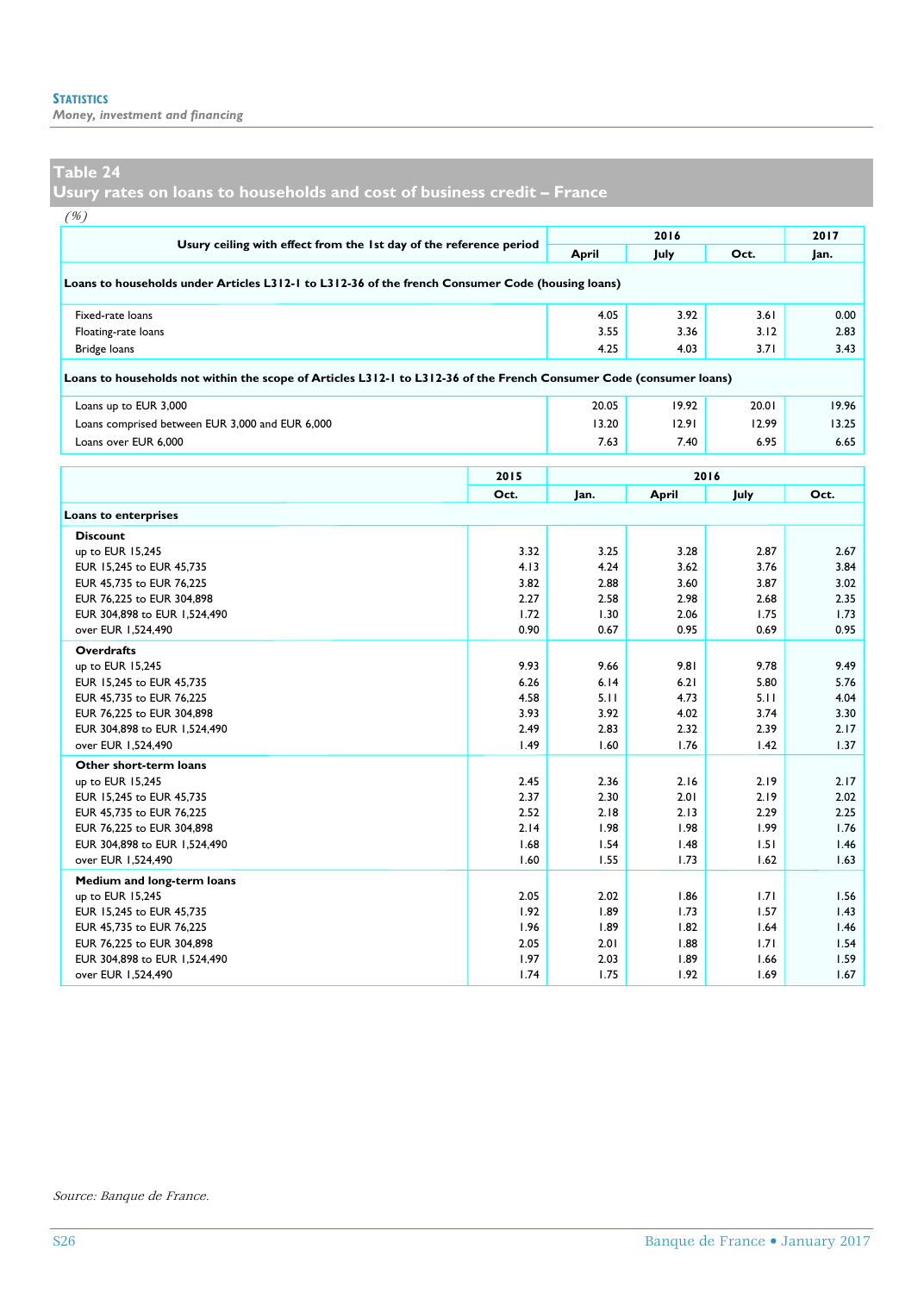## Table 24
## Usury rates on loans to households and cost of business credit – France

*(%)*

| Usury ceiling with effect from the 1st day of the reference period | 2016 | | | 2017 |
|---|---|---|---|---|
| | April | July | Oct. | Jan. |
| **Loans to households under Articles L312-1 to L312-36 of the french Consumer Code (housing loans)** | | | | |
| Fixed-rate loans | 4.05 | 3.92 | 3.61 | 0.00 |
| Floating-rate loans | 3.55 | 3.36 | 3.12 | 2.83 |
| Bridge loans | 4.25 | 4.03 | 3.71 | 3.43 |
| **Loans to households not within the scope of Articles L312-1 to L312-36 of the French Consumer Code (consumer loans)** | | | | |
| Loans up to EUR 3,000 | 20.05 | 19.92 | 20.01 | 19.96 |
| Loans comprised between EUR 3,000 and EUR 6,000 | 13.20 | 12.91 | 12.99 | 13.25 |
| Loans over EUR 6,000 | 7.63 | 7.40 | 6.95 | 6.65 |

| | 2015 | 2016 | | | |
|---|---|---|---|---|---|
| | Oct. | Jan. | April | July | Oct. |
| **Loans to enterprises** | | | | | |
| **Discount** | | | | | |
| up to EUR 15,245 | 3.32 | 3.25 | 3.28 | 2.87 | 2.67 |
| EUR 15,245 to EUR 45,735 | 4.13 | 4.24 | 3.62 | 3.76 | 3.84 |
| EUR 45,735 to EUR 76,225 | 3.82 | 2.88 | 3.60 | 3.87 | 3.02 |
| EUR 76,225 to EUR 304,898 | 2.27 | 2.58 | 2.98 | 2.68 | 2.35 |
| EUR 304,898 to EUR 1,524,490 | 1.72 | 1.30 | 2.06 | 1.75 | 1.73 |
| over EUR 1,524,490 | 0.90 | 0.67 | 0.95 | 0.69 | 0.95 |
| **Overdrafts** | | | | | |
| up to EUR 15,245 | 9.93 | 9.66 | 9.81 | 9.78 | 9.49 |
| EUR 15,245 to EUR 45,735 | 6.26 | 6.14 | 6.21 | 5.80 | 5.76 |
| EUR 45,735 to EUR 76,225 | 4.58 | 5.11 | 4.73 | 5.11 | 4.04 |
| EUR 76,225 to EUR 304,898 | 3.93 | 3.92 | 4.02 | 3.74 | 3.30 |
| EUR 304,898 to EUR 1,524,490 | 2.49 | 2.83 | 2.32 | 2.39 | 2.17 |
| over EUR 1,524,490 | 1.49 | 1.60 | 1.76 | 1.42 | 1.37 |
| **Other short-term loans** | | | | | |
| up to EUR 15,245 | 2.45 | 2.36 | 2.16 | 2.19 | 2.17 |
| EUR 15,245 to EUR 45,735 | 2.37 | 2.30 | 2.01 | 2.19 | 2.02 |
| EUR 45,735 to EUR 76,225 | 2.52 | 2.18 | 2.13 | 2.29 | 2.25 |
| EUR 76,225 to EUR 304,898 | 2.14 | 1.98 | 1.98 | 1.99 | 1.76 |
| EUR 304,898 to EUR 1,524,490 | 1.68 | 1.54 | 1.48 | 1.51 | 1.46 |
| over EUR 1,524,490 | 1.60 | 1.55 | 1.73 | 1.62 | 1.63 |
| **Medium and long-term loans** | | | | | |
| up to EUR 15,245 | 2.05 | 2.02 | 1.86 | 1.71 | 1.56 |
| EUR 15,245 to EUR 45,735 | 1.92 | 1.89 | 1.73 | 1.57 | 1.43 |
| EUR 45,735 to EUR 76,225 | 1.96 | 1.89 | 1.82 | 1.64 | 1.46 |
| EUR 76,225 to EUR 304,898 | 2.05 | 2.01 | 1.88 | 1.71 | 1.54 |
| EUR 304,898 to EUR 1,524,490 | 1.97 | 2.03 | 1.89 | 1.66 | 1.59 |
| over EUR 1,524,490 | 1.74 | 1.75 | 1.92 | 1.69 | 1.67 |

*Source: Banque de France.*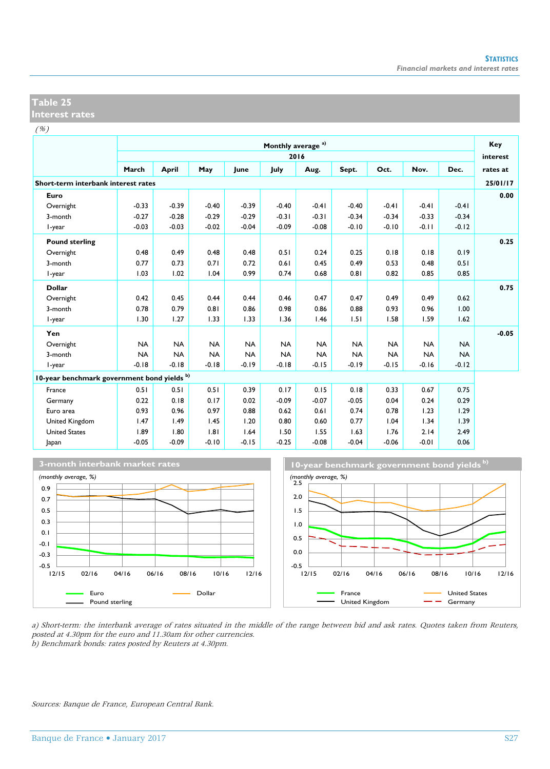## Table 25
## Interest rates

*(%)*

| | Monthly average [a] | | | | | | | | | | Key interest rates at |
|---|---|---|---|---|---|---|---|---|---|---|---|
| | 2016 | | | | | | | | | | |
| | March | April | May | June | July | Aug. | Sept. | Oct. | Nov. | Dec. | 25/01/17 |
| **Short-term interbank interest rates** | | | | | | | | | | | |
| **Euro** | | | | | | | | | | | **0.00** |
| Overnight | -0.33 | -0.39 | -0.40 | -0.39 | -0.40 | -0.41 | -0.40 | -0.41 | -0.41 | -0.41 | |
| 3-month | -0.27 | -0.28 | -0.29 | -0.29 | -0.31 | -0.31 | -0.34 | -0.34 | -0.33 | -0.34 | |
| 1-year | -0.03 | -0.03 | -0.02 | -0.04 | -0.09 | -0.08 | -0.10 | -0.10 | -0.11 | -0.12 | |
| **Pound sterling** | | | | | | | | | | | **0.25** |
| Overnight | 0.48 | 0.49 | 0.48 | 0.48 | 0.51 | 0.24 | 0.25 | 0.18 | 0.18 | 0.19 | |
| 3-month | 0.77 | 0.73 | 0.71 | 0.72 | 0.61 | 0.45 | 0.49 | 0.53 | 0.48 | 0.51 | |
| 1-year | 1.03 | 1.02 | 1.04 | 0.99 | 0.74 | 0.68 | 0.81 | 0.82 | 0.85 | 0.85 | |
| **Dollar** | | | | | | | | | | | **0.75** |
| Overnight | 0.42 | 0.45 | 0.44 | 0.44 | 0.46 | 0.47 | 0.47 | 0.49 | 0.49 | 0.62 | |
| 3-month | 0.78 | 0.79 | 0.81 | 0.86 | 0.98 | 0.86 | 0.88 | 0.93 | 0.96 | 1.00 | |
| 1-year | 1.30 | 1.27 | 1.33 | 1.33 | 1.36 | 1.46 | 1.51 | 1.58 | 1.59 | 1.62 | |
| **Yen** | | | | | | | | | | | **-0.05** |
| Overnight | NA | NA | NA | NA | NA | NA | NA | NA | NA | NA | |
| 3-month | NA | NA | NA | NA | NA | NA | NA | NA | NA | NA | |
| 1-year | -0.18 | -0.18 | -0.18 | -0.19 | -0.18 | -0.15 | -0.19 | -0.15 | -0.16 | -0.12 | |
| **10-year benchmark government bond yields** [b] | | | | | | | | | | | |
| France | 0.51 | 0.51 | 0.51 | 0.39 | 0.17 | 0.15 | 0.18 | 0.33 | 0.67 | 0.75 | |
| Germany | 0.22 | 0.18 | 0.17 | 0.02 | -0.09 | -0.07 | -0.05 | 0.04 | 0.24 | 0.29 | |
| Euro area | 0.93 | 0.96 | 0.97 | 0.88 | 0.62 | 0.61 | 0.74 | 0.78 | 1.23 | 1.29 | |
| United Kingdom | 1.47 | 1.49 | 1.45 | 1.20 | 0.80 | 0.60 | 0.77 | 1.04 | 1.34 | 1.39 | |
| United States | 1.89 | 1.80 | 1.81 | 1.64 | 1.50 | 1.55 | 1.63 | 1.76 | 2.14 | 2.49 | |
| Japan | -0.05 | -0.09 | -0.10 | -0.15 | -0.25 | -0.08 | -0.04 | -0.06 | -0.01 | 0.06 | |

**3-month interbank market rates**

*(monthly average, %)*

Legend: Euro, Dollar, Pound sterling

**10-year benchmark government bond yields** [b]

*(monthly average, %)*

Legend: France, United States, United Kingdom, Germany

*a) Short-term: the interbank average of rates situated in the middle of the range between bid and ask rates. Quotes taken from Reuters, posted at 4.30pm for the euro and 11.30am for other currencies.*
*b) Benchmark bonds: rates posted by Reuters at 4.30pm.*

*Sources: Banque de France, European Central Bank.*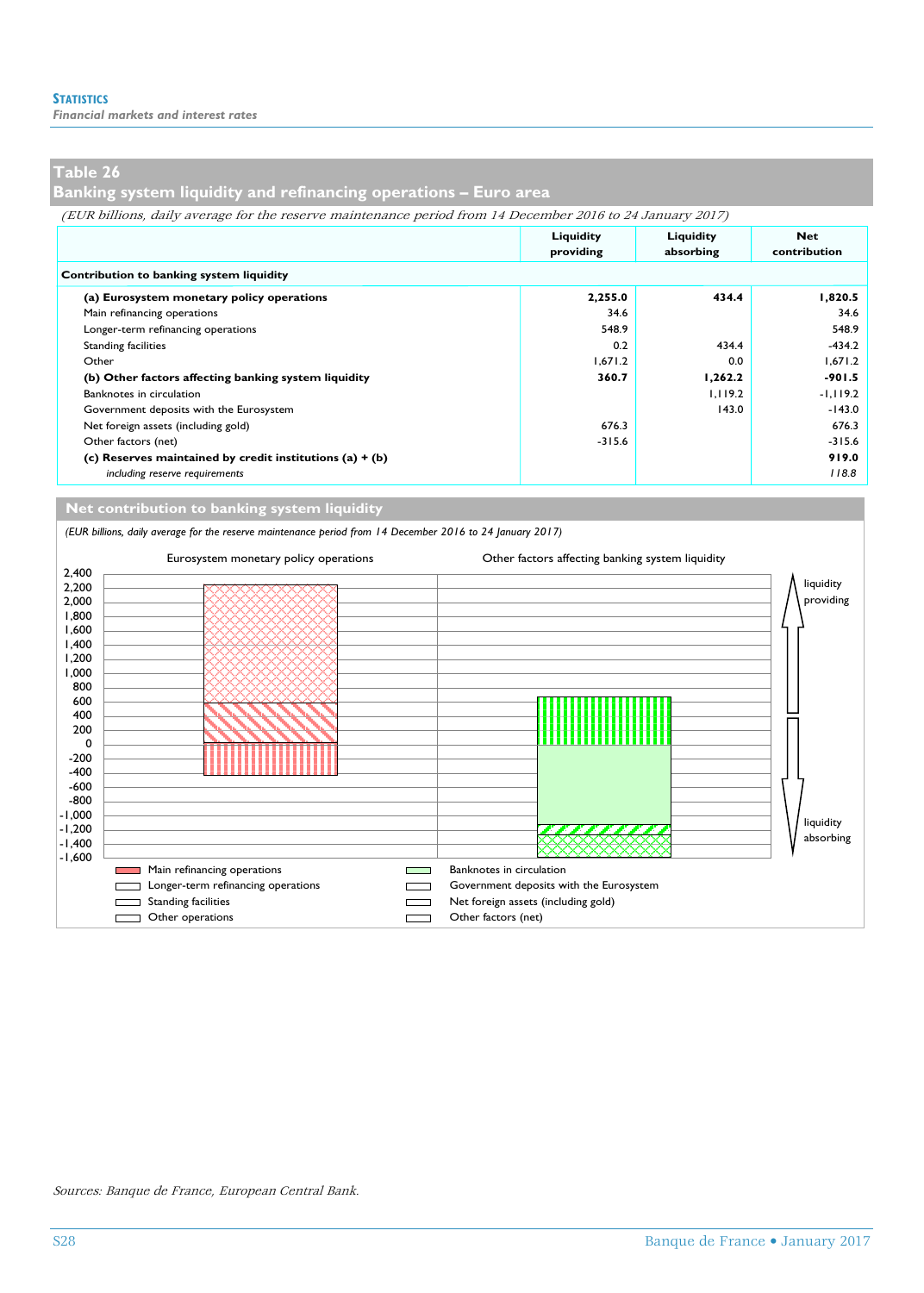## Table 26

## Banking system liquidity and refinancing operations – Euro area

*(EUR billions, daily average for the reserve maintenance period from 14 December 2016 to 24 January 2017)*

| | Liquidity providing | Liquidity absorbing | Net contribution |
|---|---|---|---|
| **Contribution to banking system liquidity** | | | |
| **(a) Eurosystem monetary policy operations** | **2,255.0** | **434.4** | **1,820.5** |
| Main refinancing operations | 34.6 | | 34.6 |
| Longer-term refinancing operations | 548.9 | | 548.9 |
| Standing facilities | 0.2 | 434.4 | -434.2 |
| Other | 1,671.2 | 0.0 | 1,671.2 |
| **(b) Other factors affecting banking system liquidity** | **360.7** | **1,262.2** | **-901.5** |
| Banknotes in circulation | | 1,119.2 | -1,119.2 |
| Government deposits with the Eurosystem | | 143.0 | -143.0 |
| Net foreign assets (including gold) | 676.3 | | 676.3 |
| Other factors (net) | -315.6 | | -315.6 |
| **(c) Reserves maintained by credit institutions (a) + (b)** | | | **919.0** |
| *including reserve requirements* | | | *118.8* |

## Net contribution to banking system liquidity

*(EUR billions, daily average for the reserve maintenance period from 14 December 2016 to 24 January 2017)*

Eurosystem monetary policy operations — Other factors affecting banking system liquidity

liquidity providing / liquidity absorbing

Legend: Main refinancing operations; Longer-term refinancing operations; Standing facilities; Other operations; Banknotes in circulation; Government deposits with the Eurosystem; Net foreign assets (including gold); Other factors (net)

*Sources: Banque de France, European Central Bank.*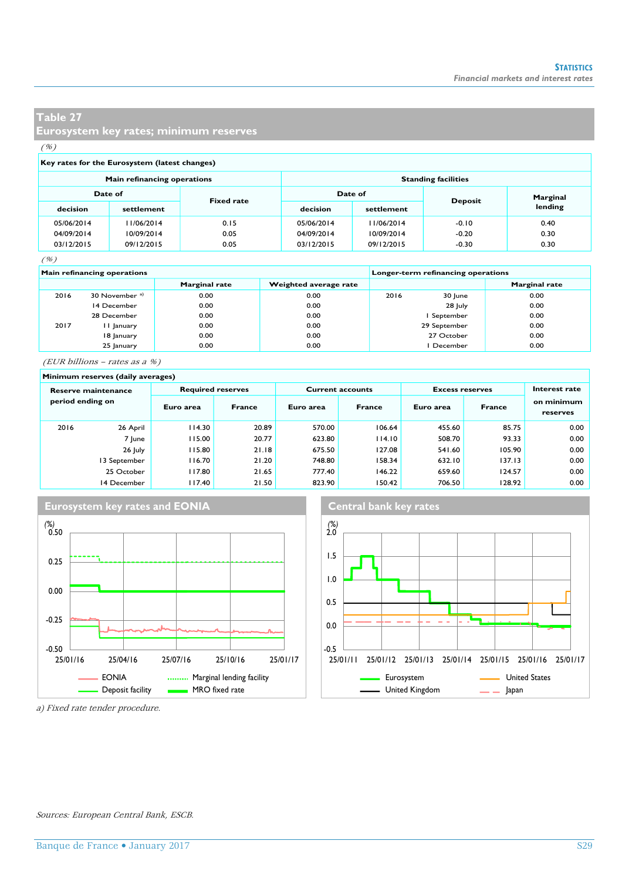## Table 27
## Eurosystem key rates; minimum reserves

*(%)*

**Key rates for the Eurosystem (latest changes)**

| Main refinancing operations | | | Standing facilities | | | |
|---|---|---|---|---|---|---|
| Date of | | Fixed rate | Date of | | Deposit | Marginal lending |
| decision | settlement | | decision | settlement | | |
| 05/06/2014 | 11/06/2014 | 0.15 | 05/06/2014 | 11/06/2014 | -0.10 | 0.40 |
| 04/09/2014 | 10/09/2014 | 0.05 | 04/09/2014 | 10/09/2014 | -0.20 | 0.30 |
| 03/12/2015 | 09/12/2015 | 0.05 | 03/12/2015 | 09/12/2015 | -0.30 | 0.30 |

*(%)*

| Main refinancing operations | | Marginal rate | Weighted average rate | Longer-term refinancing operations | | Marginal rate |
|---|---|---|---|---|---|---|
| 2016 | 30 November [a)] | 0.00 | 0.00 | 2016 | 30 June | 0.00 |
| | 14 December | 0.00 | 0.00 | | 28 July | 0.00 |
| | 28 December | 0.00 | 0.00 | | 1 September | 0.00 |
| 2017 | 11 January | 0.00 | 0.00 | | 29 September | 0.00 |
| | 18 January | 0.00 | 0.00 | | 27 October | 0.00 |
| | 25 January | 0.00 | 0.00 | | 1 December | 0.00 |

*(EUR billions – rates as a %)*

**Minimum reserves (daily averages)**

| Reserve maintenance period ending on | | Required reserves | | Current accounts | | Excess reserves | | Interest rate on minimum reserves |
|---|---|---|---|---|---|---|---|---|
| | | Euro area | France | Euro area | France | Euro area | France | |
| 2016 | 26 April | 114.30 | 20.89 | 570.00 | 106.64 | 455.60 | 85.75 | 0.00 |
| | 7 June | 115.00 | 20.77 | 623.80 | 114.10 | 508.70 | 93.33 | 0.00 |
| | 26 July | 115.80 | 21.18 | 675.50 | 127.08 | 541.60 | 105.90 | 0.00 |
| | 13 September | 116.70 | 21.20 | 748.80 | 158.34 | 632.10 | 137.13 | 0.00 |
| | 25 October | 117.80 | 21.65 | 777.40 | 146.22 | 659.60 | 124.57 | 0.00 |
| | 14 December | 117.40 | 21.50 | 823.90 | 150.42 | 706.50 | 128.92 | 0.00 |

**Eurosystem key rates and EONIA**

**Central bank key rates**

a) Fixed rate tender procedure.

*Sources: European Central Bank, ESCB.*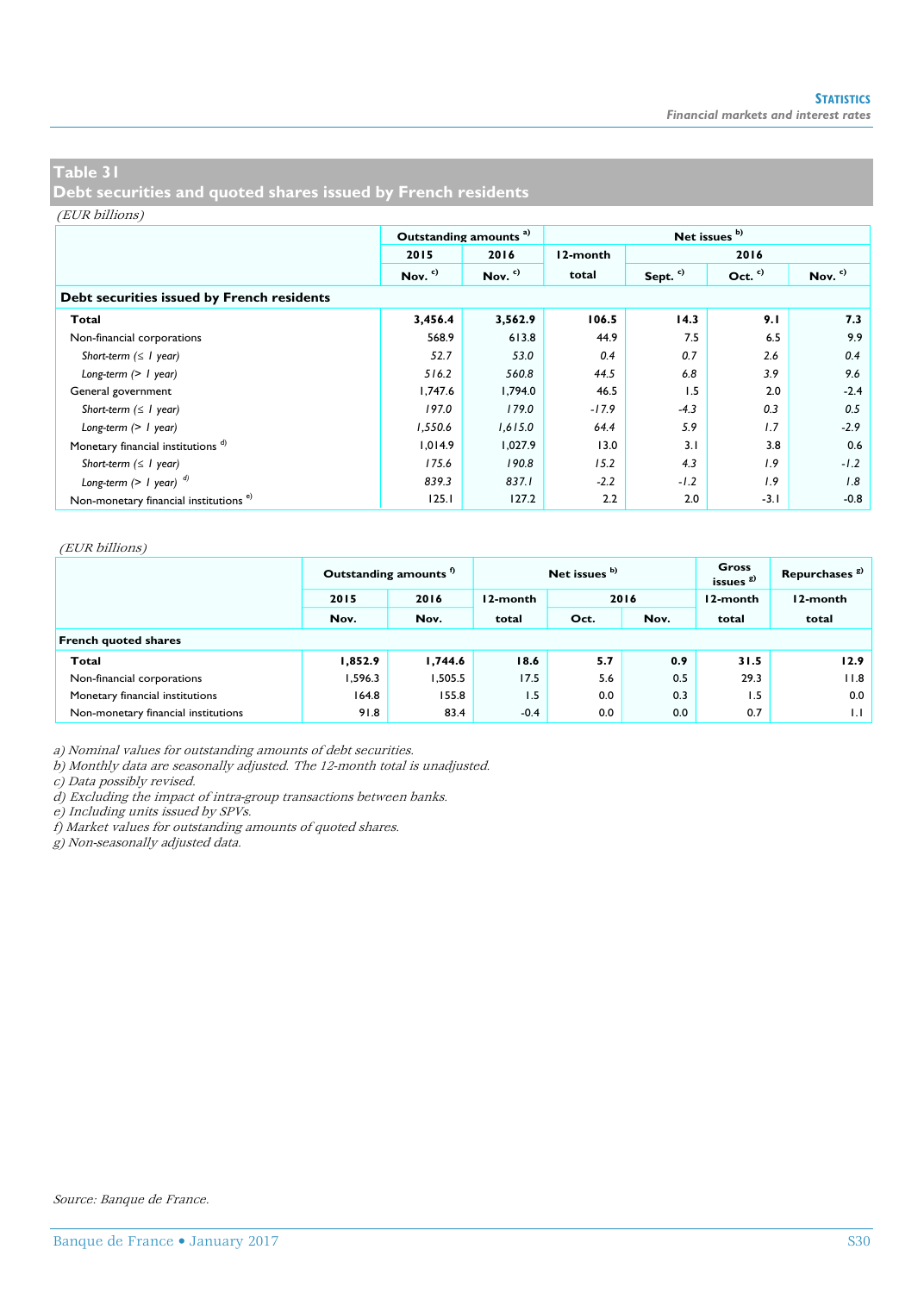## Table 31
## Debt securities and quoted shares issued by French residents

*(EUR billions)*

| | Outstanding amounts [a] | | Net issues [b] | | | |
|---|---|---|---|---|---|---|
| | 2015 | 2016 | 12-month | 2016 | | |
| | Nov. [c] | Nov. [c] | total | Sept. [c] | Oct. [c] | Nov. [c] |
| **Debt securities issued by French residents** | | | | | | |
| **Total** | **3,456.4** | **3,562.9** | **106.5** | **14.3** | **9.1** | **7.3** |
| Non-financial corporations | 568.9 | 613.8 | 44.9 | 7.5 | 6.5 | 9.9 |
| *Short-term (≤ 1 year)* | *52.7* | *53.0* | *0.4* | *0.7* | *2.6* | *0.4* |
| *Long-term (> 1 year)* | *516.2* | *560.8* | *44.5* | *6.8* | *3.9* | *9.6* |
| General government | 1,747.6 | 1,794.0 | 46.5 | 1.5 | 2.0 | -2.4 |
| *Short-term (≤ 1 year)* | *197.0* | *179.0* | *-17.9* | *-4.3* | *0.3* | *0.5* |
| *Long-term (> 1 year)* | *1,550.6* | *1,615.0* | *64.4* | *5.9* | *1.7* | *-2.9* |
| Monetary financial institutions [d] | 1,014.9 | 1,027.9 | 13.0 | 3.1 | 3.8 | 0.6 |
| *Short-term (≤ 1 year)* | *175.6* | *190.8* | *15.2* | *4.3* | *1.9* | *-1.2* |
| *Long-term (> 1 year)* [d] | *839.3* | *837.1* | *-2.2* | *-1.2* | *1.9* | *1.8* |
| Non-monetary financial institutions [e] | 125.1 | 127.2 | 2.2 | 2.0 | -3.1 | -0.8 |

*(EUR billions)*

| | Outstanding amounts [f] | | Net issues [b] | | | Gross issues [g] | Repurchases [g] |
|---|---|---|---|---|---|---|---|
| | 2015 | 2016 | 12-month | 2016 | | 12-month | 12-month |
| | Nov. | Nov. | total | Oct. | Nov. | total | total |
| **French quoted shares** | | | | | | | |
| **Total** | **1,852.9** | **1,744.6** | **18.6** | **5.7** | **0.9** | **31.5** | **12.9** |
| Non-financial corporations | 1,596.3 | 1,505.5 | 17.5 | 5.6 | 0.5 | 29.3 | 11.8 |
| Monetary financial institutions | 164.8 | 155.8 | 1.5 | 0.0 | 0.3 | 1.5 | 0.0 |
| Non-monetary financial institutions | 91.8 | 83.4 | -0.4 | 0.0 | 0.0 | 0.7 | 1.1 |

*a) Nominal values for outstanding amounts of debt securities.*
*b) Monthly data are seasonally adjusted. The 12-month total is unadjusted.*
*c) Data possibly revised.*
*d) Excluding the impact of intra-group transactions between banks.*
*e) Including units issued by SPVs.*
*f) Market values for outstanding amounts of quoted shares.*
*g) Non-seasonally adjusted data.*

*Source: Banque de France.*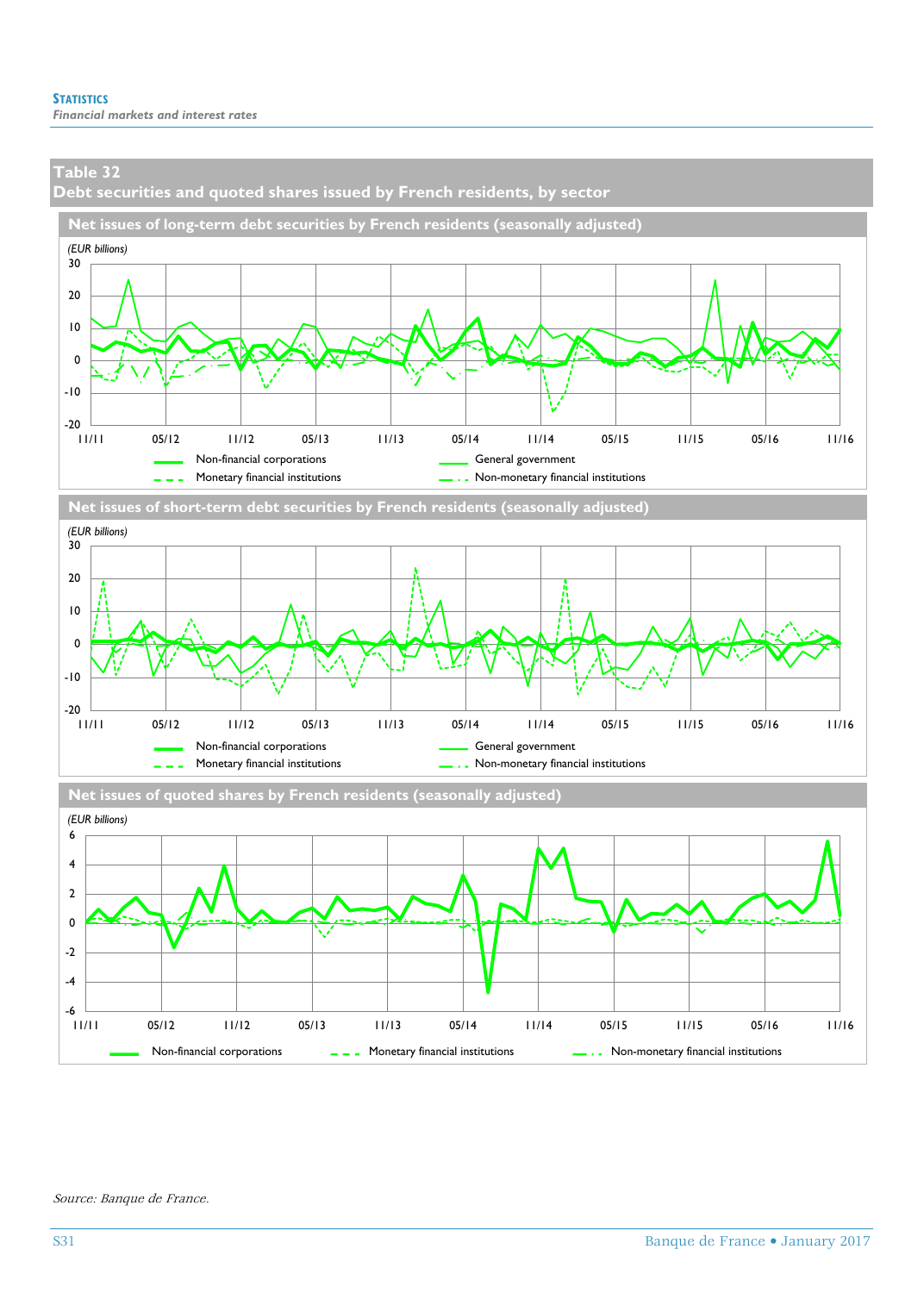**STATISTICS**

*Financial markets and interest rates*

## Table 32
## Debt securities and quoted shares issued by French residents, by sector

### Net issues of long-term debt securities by French residents (seasonally adjusted)

*(EUR billions)*

30
20
10
0
-10
-20

11/11 05/12 11/12 05/13 11/13 05/14 11/14 05/15 11/15 05/16 11/16

Non-financial corporations — General government — Monetary financial institutions — Non-monetary financial institutions

### Net issues of short-term debt securities by French residents (seasonally adjusted)

*(EUR billions)*

30
20
10
0
-10
-20

11/11 05/12 11/12 05/13 11/13 05/14 11/14 05/15 11/15 05/16 11/16

Non-financial corporations — General government — Monetary financial institutions — Non-monetary financial institutions

### Net issues of quoted shares by French residents (seasonally adjusted)

*(EUR billions)*

6
4
2
0
-2
-4
-6

11/11 05/12 11/12 05/13 11/13 05/14 11/14 05/15 11/15 05/16 11/16

Non-financial corporations — Monetary financial institutions — Non-monetary financial institutions

*Source: Banque de France.*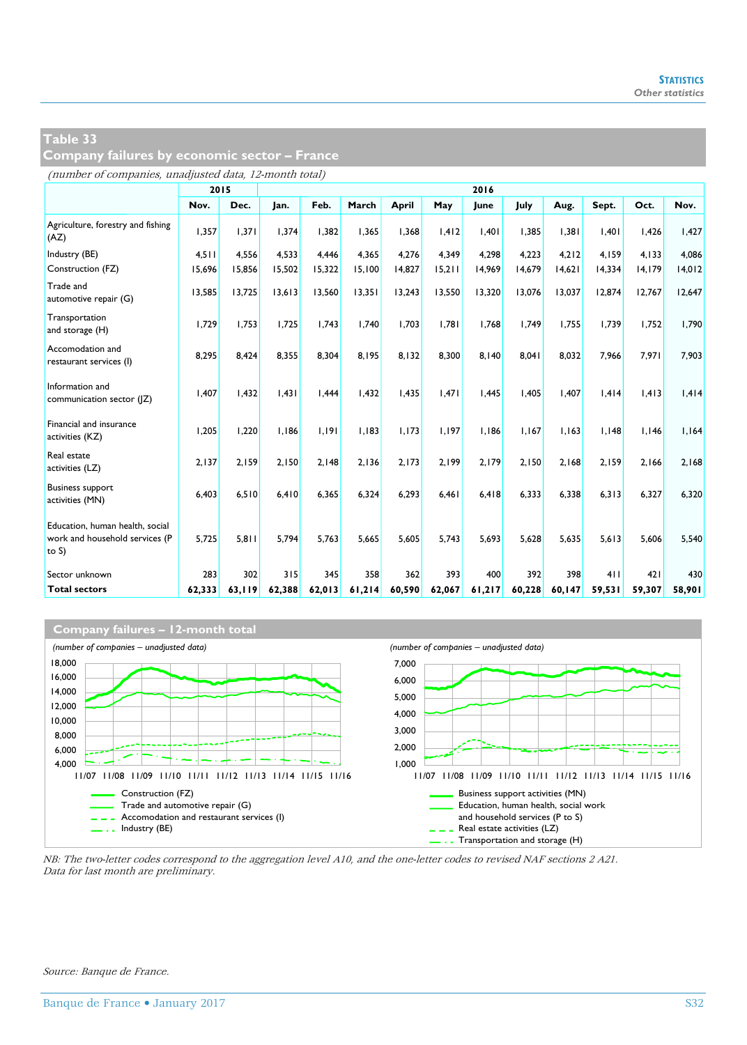## Table 33
## Company failures by economic sector – France

*(number of companies, unadjusted data, 12-month total)*

| | 2015 | | 2016 | | | | | | | | | | |
|---|---|---|---|---|---|---|---|---|---|---|---|---|---|
| | Nov. | Dec. | Jan. | Feb. | March | April | May | June | July | Aug. | Sept. | Oct. | Nov. |
| Agriculture, forestry and fishing (AZ) | 1,357 | 1,371 | 1,374 | 1,382 | 1,365 | 1,368 | 1,412 | 1,401 | 1,385 | 1,381 | 1,401 | 1,426 | 1,427 |
| Industry (BE) | 4,511 | 4,556 | 4,533 | 4,446 | 4,365 | 4,276 | 4,349 | 4,298 | 4,223 | 4,212 | 4,159 | 4,133 | 4,086 |
| Construction (FZ) | 15,696 | 15,856 | 15,502 | 15,322 | 15,100 | 14,827 | 15,211 | 14,969 | 14,679 | 14,621 | 14,334 | 14,179 | 14,012 |
| Trade and automotive repair (G) | 13,585 | 13,725 | 13,613 | 13,560 | 13,351 | 13,243 | 13,550 | 13,320 | 13,076 | 13,037 | 12,874 | 12,767 | 12,647 |
| Transportation and storage (H) | 1,729 | 1,753 | 1,725 | 1,743 | 1,740 | 1,703 | 1,781 | 1,768 | 1,749 | 1,755 | 1,739 | 1,752 | 1,790 |
| Accomodation and restaurant services (I) | 8,295 | 8,424 | 8,355 | 8,304 | 8,195 | 8,132 | 8,300 | 8,140 | 8,041 | 8,032 | 7,966 | 7,971 | 7,903 |
| Information and communication sector (JZ) | 1,407 | 1,432 | 1,431 | 1,444 | 1,432 | 1,435 | 1,471 | 1,445 | 1,405 | 1,407 | 1,414 | 1,413 | 1,414 |
| Financial and insurance activities (KZ) | 1,205 | 1,220 | 1,186 | 1,191 | 1,183 | 1,173 | 1,197 | 1,186 | 1,167 | 1,163 | 1,148 | 1,146 | 1,164 |
| Real estate activities (LZ) | 2,137 | 2,159 | 2,150 | 2,148 | 2,136 | 2,173 | 2,199 | 2,179 | 2,150 | 2,168 | 2,159 | 2,166 | 2,168 |
| Business support activities (MN) | 6,403 | 6,510 | 6,410 | 6,365 | 6,324 | 6,293 | 6,461 | 6,418 | 6,333 | 6,338 | 6,313 | 6,327 | 6,320 |
| Education, human health, social work and household services (P to S) | 5,725 | 5,811 | 5,794 | 5,763 | 5,665 | 5,605 | 5,743 | 5,693 | 5,628 | 5,635 | 5,613 | 5,606 | 5,540 |
| Sector unknown | 283 | 302 | 315 | 345 | 358 | 362 | 393 | 400 | 392 | 398 | 411 | 421 | 430 |
| **Total sectors** | **62,333** | **63,119** | **62,388** | **62,013** | **61,214** | **60,590** | **62,067** | **61,217** | **60,228** | **60,147** | **59,531** | **59,307** | **58,901** |

### Company failures – 12-month total

*(number of companies – unadjusted data)*

Legend (left chart): Construction (FZ); Trade and automotive repair (G); Accomodation and restaurant services (I); Industry (BE)

*(number of companies – unadjusted data)*

Legend (right chart): Business support activities (MN); Education, human health, social work and household services (P to S); Real estate activities (LZ); Transportation and storage (H)

*NB: The two-letter codes correspond to the aggregation level A10, and the one-letter codes to revised NAF sections 2 A21. Data for last month are preliminary.*

*Source: Banque de France.*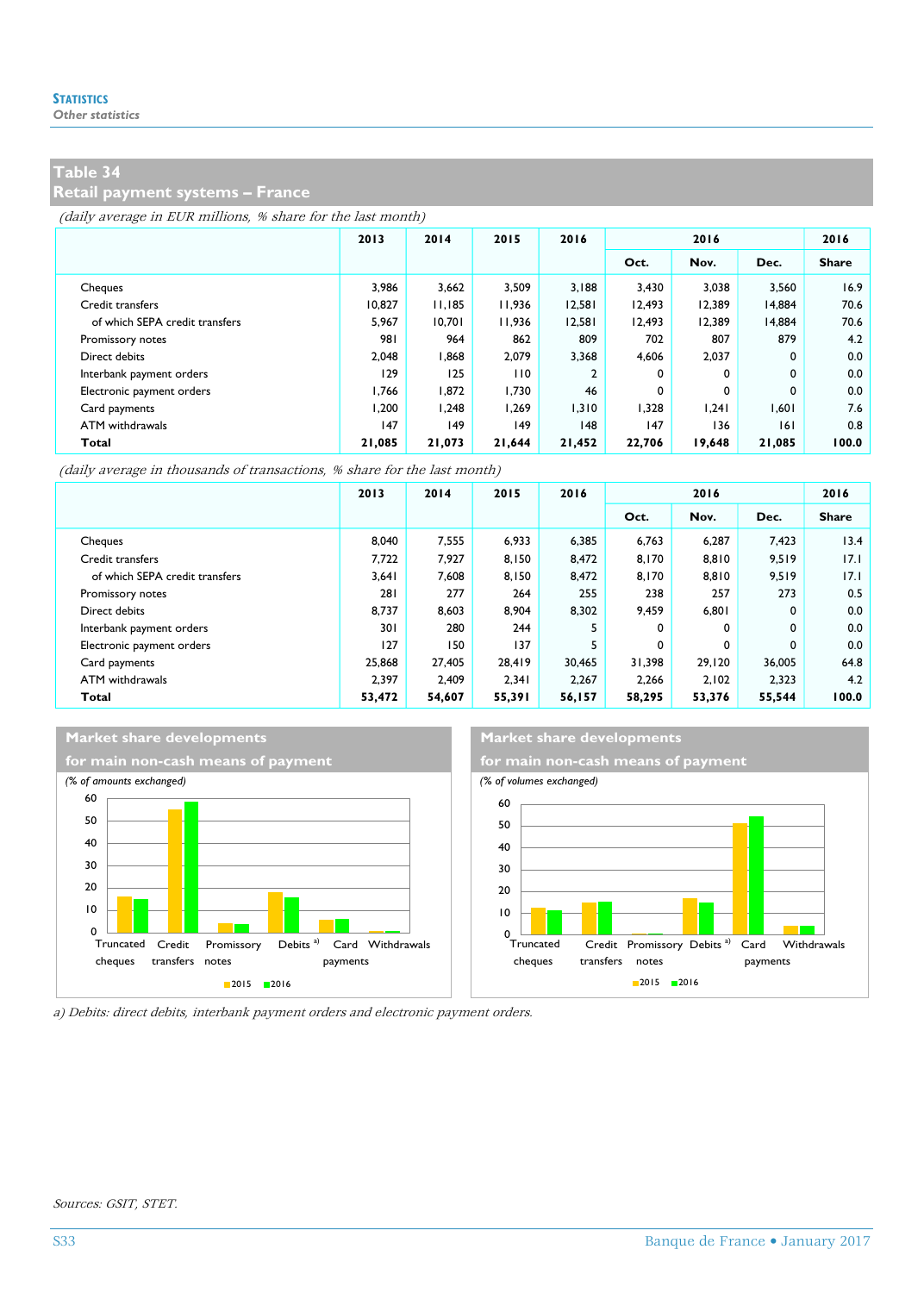## Table 34
## Retail payment systems – France

*(daily average in EUR millions, % share for the last month)*

| | 2013 | 2014 | 2015 | 2016 | 2016 | | | 2016 |
|---|---|---|---|---|---|---|---|---|
| | | | | | Oct. | Nov. | Dec. | Share |
| Cheques | 3,986 | 3,662 | 3,509 | 3,188 | 3,430 | 3,038 | 3,560 | 16.9 |
| Credit transfers | 10,827 | 11,185 | 11,936 | 12,581 | 12,493 | 12,389 | 14,884 | 70.6 |
| of which SEPA credit transfers | 5,967 | 10,701 | 11,936 | 12,581 | 12,493 | 12,389 | 14,884 | 70.6 |
| Promissory notes | 981 | 964 | 862 | 809 | 702 | 807 | 879 | 4.2 |
| Direct debits | 2,048 | 1,868 | 2,079 | 3,368 | 4,606 | 2,037 | 0 | 0.0 |
| Interbank payment orders | 129 | 125 | 110 | 2 | 0 | 0 | 0 | 0.0 |
| Electronic payment orders | 1,766 | 1,872 | 1,730 | 46 | 0 | 0 | 0 | 0.0 |
| Card payments | 1,200 | 1,248 | 1,269 | 1,310 | 1,328 | 1,241 | 1,601 | 7.6 |
| ATM withdrawals | 147 | 149 | 149 | 148 | 147 | 136 | 161 | 0.8 |
| **Total** | **21,085** | **21,073** | **21,644** | **21,452** | **22,706** | **19,648** | **21,085** | **100.0** |

*(daily average in thousands of transactions, % share for the last month)*

| | 2013 | 2014 | 2015 | 2016 | 2016 | | | 2016 |
|---|---|---|---|---|---|---|---|---|
| | | | | | Oct. | Nov. | Dec. | Share |
| Cheques | 8,040 | 7,555 | 6,933 | 6,385 | 6,763 | 6,287 | 7,423 | 13.4 |
| Credit transfers | 7,722 | 7,927 | 8,150 | 8,472 | 8,170 | 8,810 | 9,519 | 17.1 |
| of which SEPA credit transfers | 3,641 | 7,608 | 8,150 | 8,472 | 8,170 | 8,810 | 9,519 | 17.1 |
| Promissory notes | 281 | 277 | 264 | 255 | 238 | 257 | 273 | 0.5 |
| Direct debits | 8,737 | 8,603 | 8,904 | 8,302 | 9,459 | 6,801 | 0 | 0.0 |
| Interbank payment orders | 301 | 280 | 244 | 5 | 0 | 0 | 0 | 0.0 |
| Electronic payment orders | 127 | 150 | 137 | 5 | 0 | 0 | 0 | 0.0 |
| Card payments | 25,868 | 27,405 | 28,419 | 30,465 | 31,398 | 29,120 | 36,005 | 64.8 |
| ATM withdrawals | 2,397 | 2,409 | 2,341 | 2,267 | 2,266 | 2,102 | 2,323 | 4.2 |
| **Total** | **53,472** | **54,607** | **55,391** | **56,157** | **58,295** | **53,376** | **55,544** | **100.0** |

### Market share developments for main non-cash means of payment

*(% of amounts exchanged)*

Categories: Truncated cheques, Credit transfers, Promissory notes, Debits [a], Card payments, Withdrawals — 2015, 2016

### Market share developments for main non-cash means of payment

*(% of volumes exchanged)*

Categories: Truncated cheques, Credit transfers, Promissory notes, Debits [a], Card payments, Withdrawals — 2015, 2016

*a) Debits: direct debits, interbank payment orders and electronic payment orders.*

*Sources: GSIT, STET.*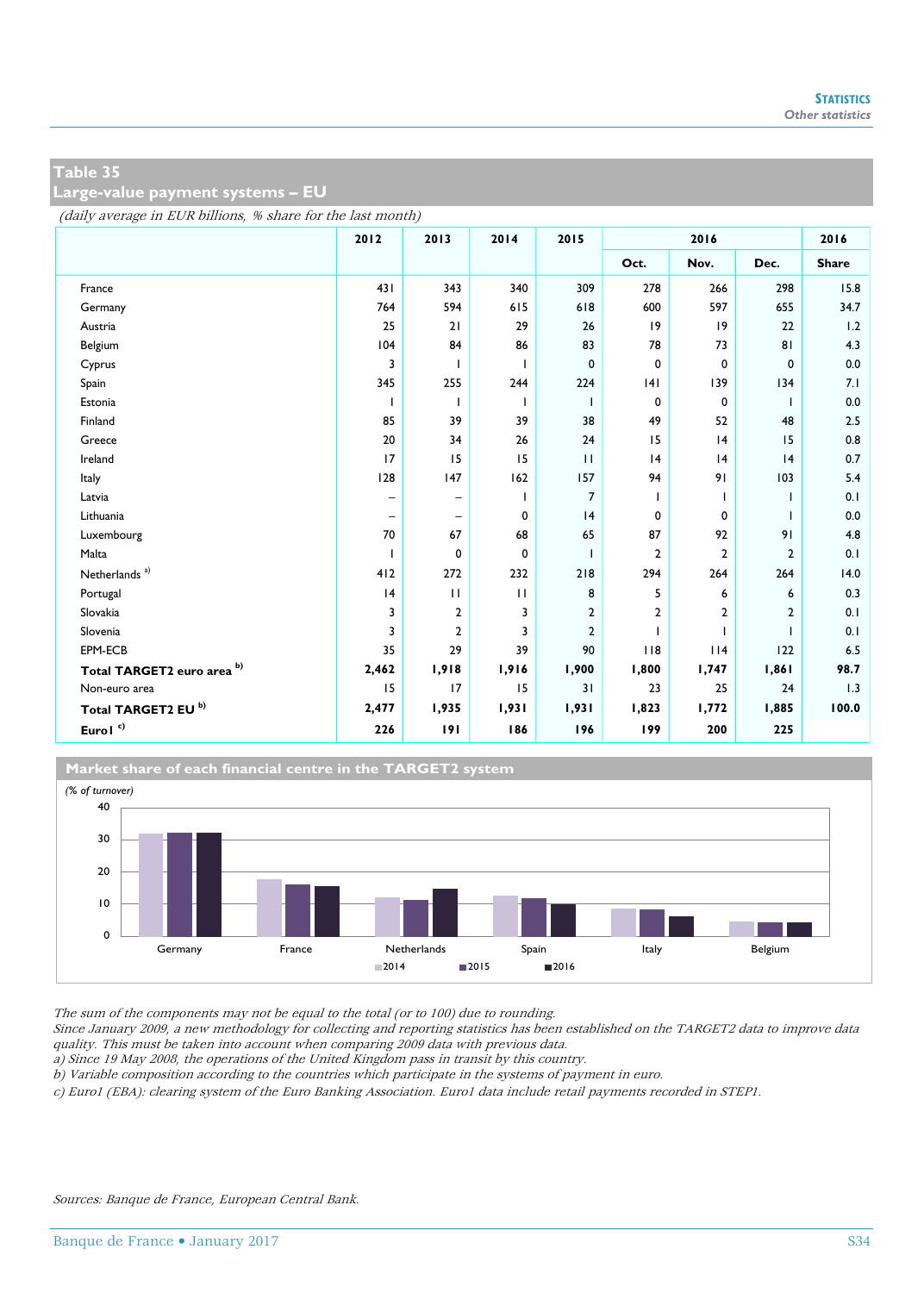## Table 35
## Large-value payment systems – EU

*(daily average in EUR billions, % share for the last month)*

| | 2012 | 2013 | 2014 | 2015 | 2016 | | | 2016 |
|---|---|---|---|---|---|---|---|---|
| | | | | | Oct. | Nov. | Dec. | Share |
| France | 431 | 343 | 340 | 309 | 278 | 266 | 298 | 15.8 |
| Germany | 764 | 594 | 615 | 618 | 600 | 597 | 655 | 34.7 |
| Austria | 25 | 21 | 29 | 26 | 19 | 19 | 22 | 1.2 |
| Belgium | 104 | 84 | 86 | 83 | 78 | 73 | 81 | 4.3 |
| Cyprus | 3 | 1 | 1 | 0 | 0 | 0 | 0 | 0.0 |
| Spain | 345 | 255 | 244 | 224 | 141 | 139 | 134 | 7.1 |
| Estonia | 1 | 1 | 1 | 1 | 0 | 0 | 1 | 0.0 |
| Finland | 85 | 39 | 39 | 38 | 49 | 52 | 48 | 2.5 |
| Greece | 20 | 34 | 26 | 24 | 15 | 14 | 15 | 0.8 |
| Ireland | 17 | 15 | 15 | 11 | 14 | 14 | 14 | 0.7 |
| Italy | 128 | 147 | 162 | 157 | 94 | 91 | 103 | 5.4 |
| Latvia | – | – | 1 | 7 | 1 | 1 | 1 | 0.1 |
| Lithuania | – | – | 0 | 14 | 0 | 0 | 1 | 0.0 |
| Luxembourg | 70 | 67 | 68 | 65 | 87 | 92 | 91 | 4.8 |
| Malta | 1 | 0 | 0 | 1 | 2 | 2 | 2 | 0.1 |
| Netherlands [a] | 412 | 272 | 232 | 218 | 294 | 264 | 264 | 14.0 |
| Portugal | 14 | 11 | 11 | 8 | 5 | 6 | 6 | 0.3 |
| Slovakia | 3 | 2 | 3 | 2 | 2 | 2 | 2 | 0.1 |
| Slovenia | 3 | 2 | 3 | 2 | 1 | 1 | 1 | 0.1 |
| EPM-ECB | 35 | 29 | 39 | 90 | 118 | 114 | 122 | 6.5 |
| **Total TARGET2 euro area [b]** | **2,462** | **1,918** | **1,916** | **1,900** | **1,800** | **1,747** | **1,861** | **98.7** |
| Non-euro area | 15 | 17 | 15 | 31 | 23 | 25 | 24 | 1.3 |
| **Total TARGET2 EU [b]** | **2,477** | **1,935** | **1,931** | **1,931** | **1,823** | **1,772** | **1,885** | **100.0** |
| **Euro1 [c]** | **226** | **191** | **186** | **196** | **199** | **200** | **225** | |

### Market share of each financial centre in the TARGET2 system

*(% of turnover)*

*The sum of the components may not be equal to the total (or to 100) due to rounding.*
*Since January 2009, a new methodology for collecting and reporting statistics has been established on the TARGET2 data to improve data quality. This must be taken into account when comparing 2009 data with previous data.*
*a) Since 19 May 2008, the operations of the United Kingdom pass in transit by this country.*
*b) Variable composition according to the countries which participate in the systems of payment in euro.*
*c) Euro1 (EBA): clearing system of the Euro Banking Association. Euro1 data include retail payments recorded in STEP1.*

*Sources: Banque de France, European Central Bank.*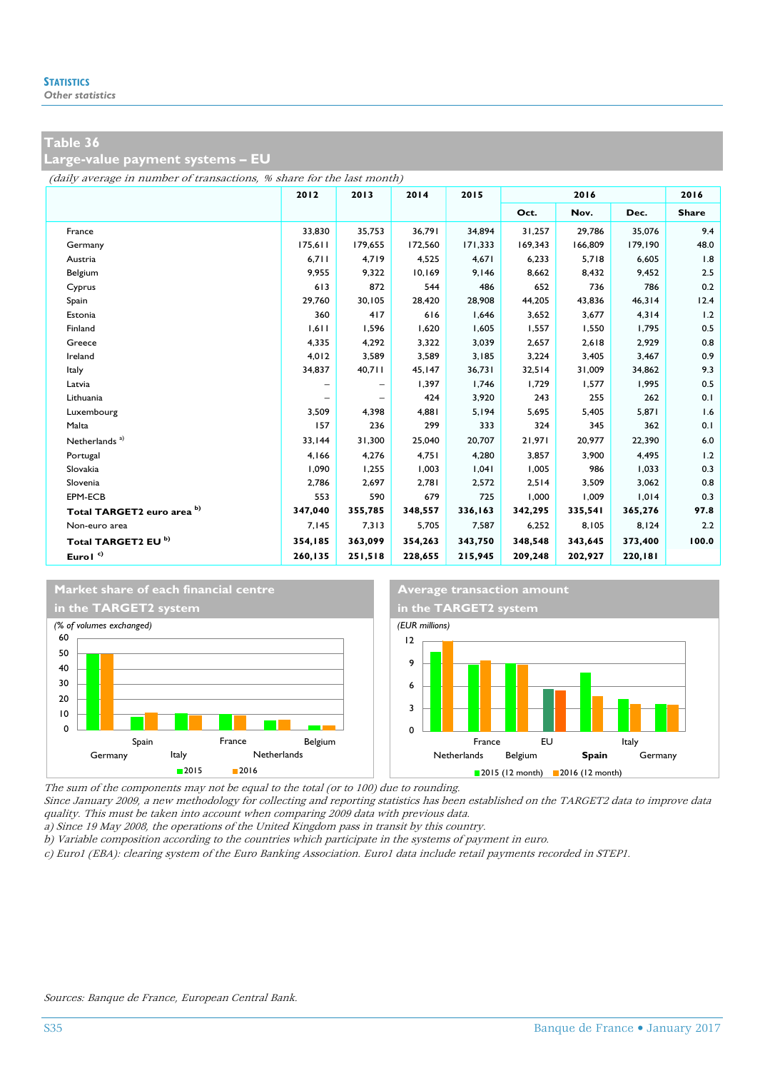## Table 36
## Large-value payment systems – EU

*(daily average in number of transactions, % share for the last month)*

| | 2012 | 2013 | 2014 | 2015 | 2016 | | | 2016 |
|---|---|---|---|---|---|---|---|---|
| | | | | | Oct. | Nov. | Dec. | Share |
| France | 33,830 | 35,753 | 36,791 | 34,894 | 31,257 | 29,786 | 35,076 | 9.4 |
| Germany | 175,611 | 179,655 | 172,560 | 171,333 | 169,343 | 166,809 | 179,190 | 48.0 |
| Austria | 6,711 | 4,719 | 4,525 | 4,671 | 6,233 | 5,718 | 6,605 | 1.8 |
| Belgium | 9,955 | 9,322 | 10,169 | 9,146 | 8,662 | 8,432 | 9,452 | 2.5 |
| Cyprus | 613 | 872 | 544 | 486 | 652 | 736 | 786 | 0.2 |
| Spain | 29,760 | 30,105 | 28,420 | 28,908 | 44,205 | 43,836 | 46,314 | 12.4 |
| Estonia | 360 | 417 | 616 | 1,646 | 3,652 | 3,677 | 4,314 | 1.2 |
| Finland | 1,611 | 1,596 | 1,620 | 1,605 | 1,557 | 1,550 | 1,795 | 0.5 |
| Greece | 4,335 | 4,292 | 3,322 | 3,039 | 2,657 | 2,618 | 2,929 | 0.8 |
| Ireland | 4,012 | 3,589 | 3,589 | 3,185 | 3,224 | 3,405 | 3,467 | 0.9 |
| Italy | 34,837 | 40,711 | 45,147 | 36,731 | 32,514 | 31,009 | 34,862 | 9.3 |
| Latvia | – | – | 1,397 | 1,746 | 1,729 | 1,577 | 1,995 | 0.5 |
| Lithuania | – | – | 424 | 3,920 | 243 | 255 | 262 | 0.1 |
| Luxembourg | 3,509 | 4,398 | 4,881 | 5,194 | 5,695 | 5,405 | 5,871 | 1.6 |
| Malta | 157 | 236 | 299 | 333 | 324 | 345 | 362 | 0.1 |
| Netherlands [a] | 33,144 | 31,300 | 25,040 | 20,707 | 21,971 | 20,977 | 22,390 | 6.0 |
| Portugal | 4,166 | 4,276 | 4,751 | 4,280 | 3,857 | 3,900 | 4,495 | 1.2 |
| Slovakia | 1,090 | 1,255 | 1,003 | 1,041 | 1,005 | 986 | 1,033 | 0.3 |
| Slovenia | 2,786 | 2,697 | 2,781 | 2,572 | 2,514 | 3,509 | 3,062 | 0.8 |
| EPM-ECB | 553 | 590 | 679 | 725 | 1,000 | 1,009 | 1,014 | 0.3 |
| **Total TARGET2 euro area [b]** | **347,040** | **355,785** | **348,557** | **336,163** | **342,295** | **335,541** | **365,276** | **97.8** |
| Non-euro area | 7,145 | 7,313 | 5,705 | 7,587 | 6,252 | 8,105 | 8,124 | 2.2 |
| **Total TARGET2 EU [b]** | **354,185** | **363,099** | **354,263** | **343,750** | **348,548** | **343,645** | **373,400** | **100.0** |
| **Euro1 [c]** | **260,135** | **251,518** | **228,655** | **215,945** | **209,248** | **202,927** | **220,181** | |

**Market share of each financial centre in the TARGET2 system**

*(% of volumes exchanged)*

**Average transaction amount in the TARGET2 system**

*(EUR millions)*

*The sum of the components may not be equal to the total (or to 100) due to rounding.*
*Since January 2009, a new methodology for collecting and reporting statistics has been established on the TARGET2 data to improve data quality. This must be taken into account when comparing 2009 data with previous data.*
*a) Since 19 May 2008, the operations of the United Kingdom pass in transit by this country.*
*b) Variable composition according to the countries which participate in the systems of payment in euro.*
*c) Euro1 (EBA): clearing system of the Euro Banking Association. Euro1 data include retail payments recorded in STEP1.*

*Sources: Banque de France, European Central Bank.*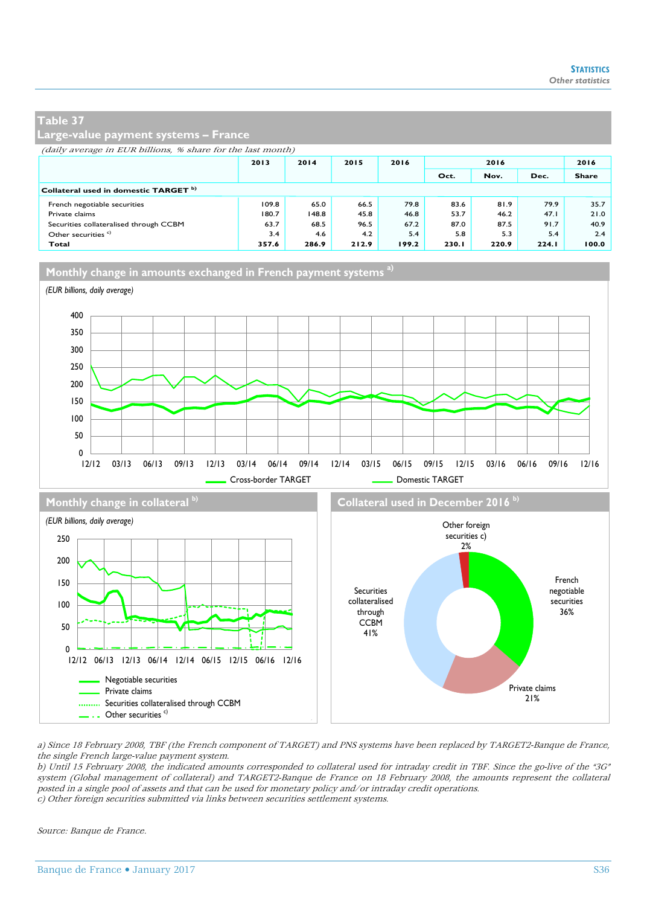## Table 37
## Large-value payment systems – France

*(daily average in EUR billions, % share for the last month)*

| | 2013 | 2014 | 2015 | 2016 | 2016 | | | 2016 |
|---|---|---|---|---|---|---|---|---|
| | | | | | Oct. | Nov. | Dec. | Share |
| **Collateral used in domestic TARGET** b) | | | | | | | | |
| French negotiable securities | 109.8 | 65.0 | 66.5 | 79.8 | 83.6 | 81.9 | 79.9 | 35.7 |
| Private claims | 180.7 | 148.8 | 45.8 | 46.8 | 53.7 | 46.2 | 47.1 | 21.0 |
| Securities collateralised through CCBM | 63.7 | 68.5 | 96.5 | 67.2 | 87.0 | 87.5 | 91.7 | 40.9 |
| Other securities c) | 3.4 | 4.6 | 4.2 | 5.4 | 5.8 | 5.3 | 5.4 | 2.4 |
| **Total** | **357.6** | **286.9** | **212.9** | **199.2** | **230.1** | **220.9** | **224.1** | **100.0** |

### Monthly change in amounts exchanged in French payment systems a)

*(EUR billions, daily average)*

### Monthly change in collateral b)

*(EUR billions, daily average)*

### Collateral used in December 2016 b)

a) Since 18 February 2008, TBF (the French component of TARGET) and PNS systems have been replaced by TARGET2-Banque de France, the single French large-value payment system.
b) Until 15 February 2008, the indicated amounts corresponded to collateral used for intraday credit in TBF. Since the go-live of the "3G" system (Global management of collateral) and TARGET2-Banque de France on 18 February 2008, the amounts represent the collateral posted in a single pool of assets and that can be used for monetary policy and/or intraday credit operations.
c) Other foreign securities submitted via links between securities settlement systems.

*Source: Banque de France.*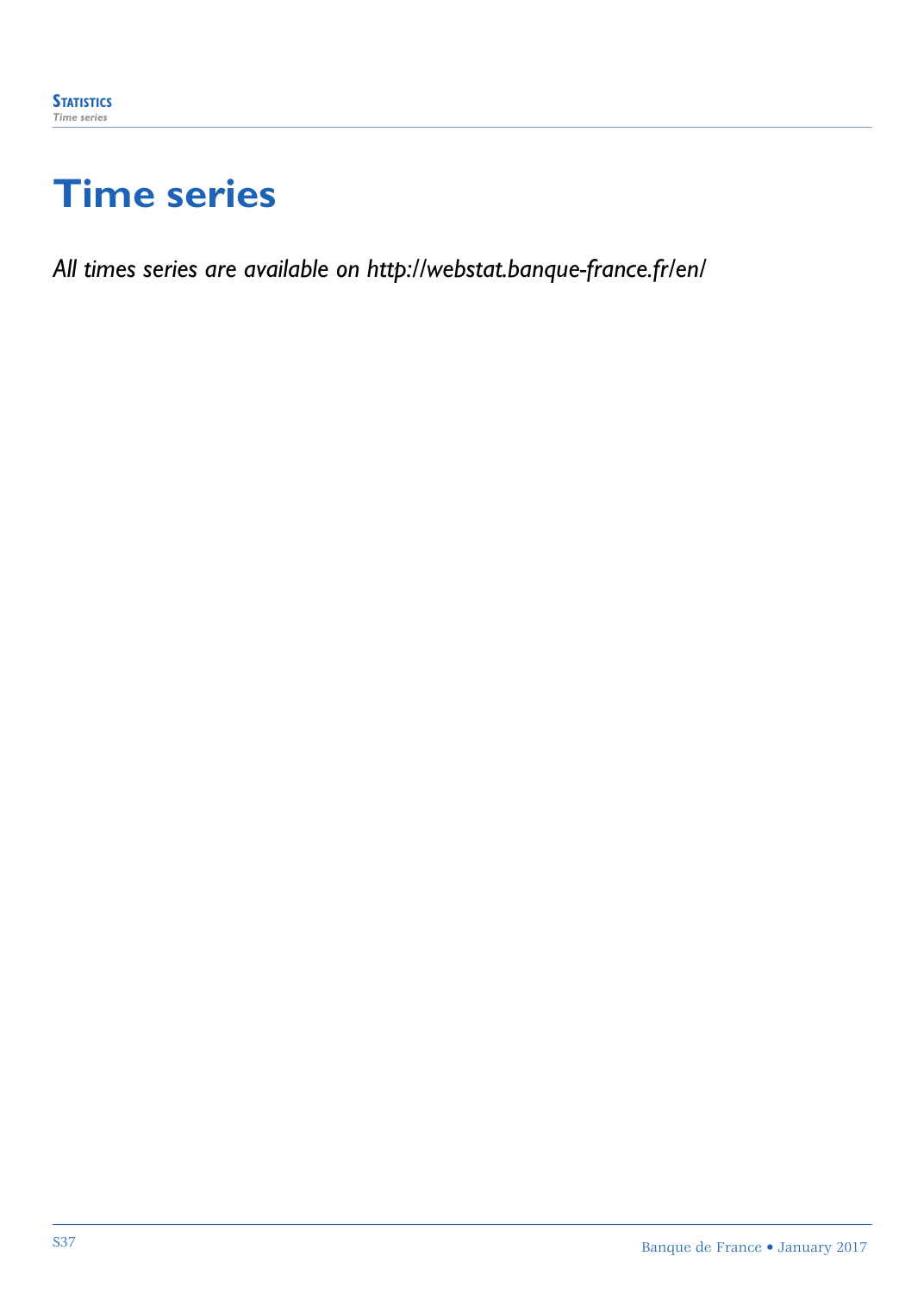# Time series

*All times series are available on http://webstat.banque-france.fr/en/*